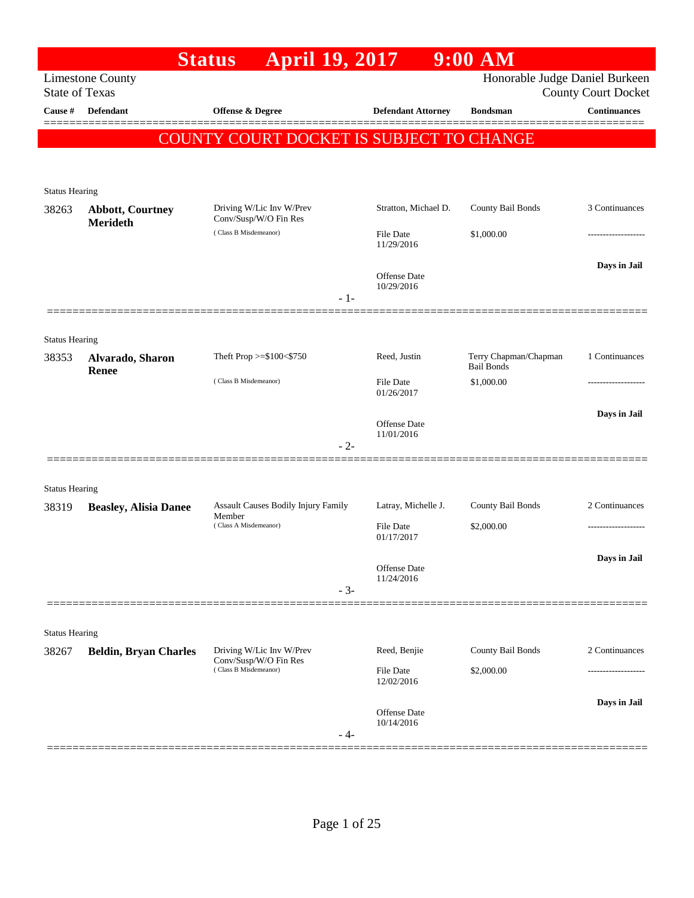# Status April 19, 2017 9:00 AM

Limestone County
State of Texas

Honorable Judge Daniel Burkeen
County Court Docket

| Cause # | Defendant | Offense & Degree | Defendant Attorney | Bondsman | Continuances |
|---|---|---|---|---|---|

## COUNTY COURT DOCKET IS SUBJECT TO CHANGE

Status Hearing

| Cause # | Defendant | Offense & Degree | Defendant Attorney | Bondsman | Continuances |
|---|---|---|---|---|---|
| 38263 | **Abbott, Courtney Merideth** | Driving W/Lic Inv W/Prev Conv/Susp/W/O Fin Res (Class B Misdemeanor) | Stratton, Michael D. | County Bail Bonds | 3 Continuances |
| | | | File Date 11/29/2016 | $1,000.00 | ------------------- |
| | | | Offense Date 10/29/2016 | | **Days in Jail** |

- 1-

Status Hearing

| Cause # | Defendant | Offense & Degree | Defendant Attorney | Bondsman | Continuances |
|---|---|---|---|---|---|
| 38353 | **Alvarado, Sharon Renee** | Theft Prop >=$100<$750 (Class B Misdemeanor) | Reed, Justin | Terry Chapman/Chapman Bail Bonds | 1 Continuances |
| | | | File Date 01/26/2017 | $1,000.00 | ------------------- |
| | | | Offense Date 11/01/2016 | | **Days in Jail** |

- 2-

Status Hearing

| Cause # | Defendant | Offense & Degree | Defendant Attorney | Bondsman | Continuances |
|---|---|---|---|---|---|
| 38319 | **Beasley, Alisia Danee** | Assault Causes Bodily Injury Family Member (Class A Misdemeanor) | Latray, Michelle J. | County Bail Bonds | 2 Continuances |
| | | | File Date 01/17/2017 | $2,000.00 | ------------------- |
| | | | Offense Date 11/24/2016 | | **Days in Jail** |

- 3-

Status Hearing

| Cause # | Defendant | Offense & Degree | Defendant Attorney | Bondsman | Continuances |
|---|---|---|---|---|---|
| 38267 | **Beldin, Bryan Charles** | Driving W/Lic Inv W/Prev Conv/Susp/W/O Fin Res (Class B Misdemeanor) | Reed, Benjie | County Bail Bonds | 2 Continuances |
| | | | File Date 12/02/2016 | $2,000.00 | ------------------- |
| | | | Offense Date 10/14/2016 | | **Days in Jail** |

- 4-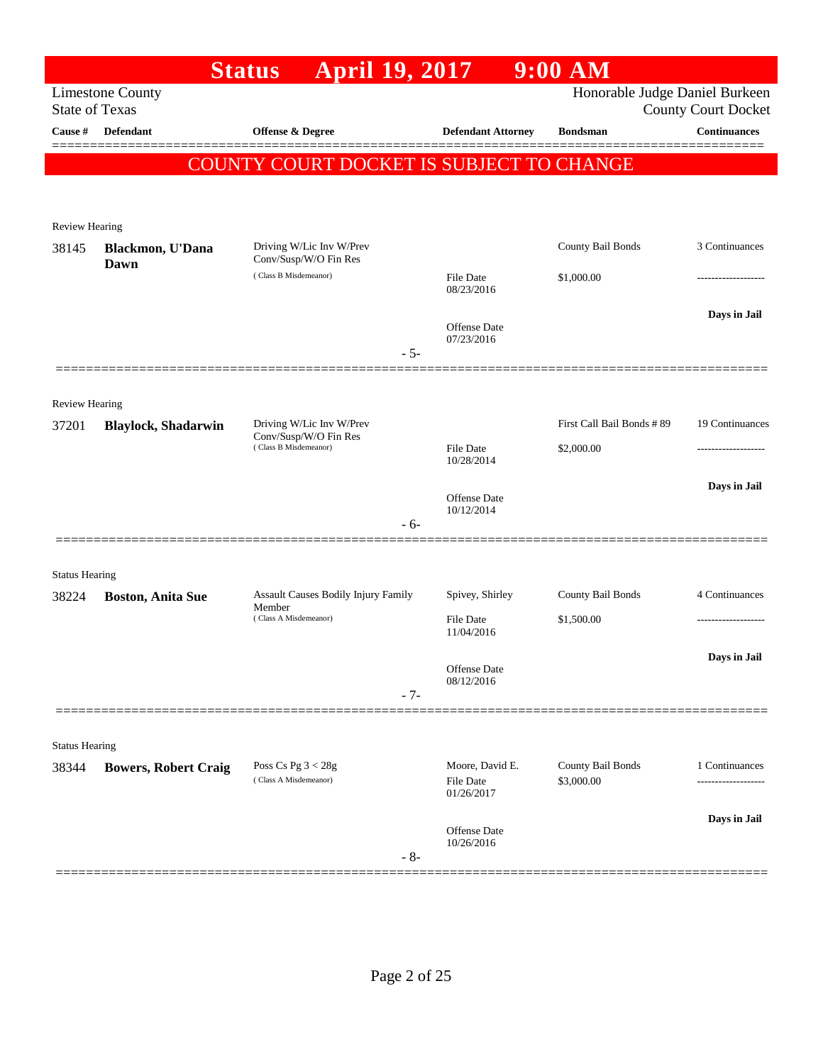# Status April 19, 2017 9:00 AM

Limestone County
State of Texas

Honorable Judge Daniel Burkeen
County Court Docket

| Cause # | Defendant | Offense & Degree | Defendant Attorney | Bondsman | Continuances |
|---|---|---|---|---|---|

**COUNTY COURT DOCKET IS SUBJECT TO CHANGE**

Review Hearing

| Cause # | Defendant | Offense & Degree | Defendant Attorney | Bondsman | Continuances |
|---|---|---|---|---|---|
| 38145 | **Blackmon, U'Dana Dawn** | Driving W/Lic Inv W/Prev Conv/Susp/W/O Fin Res (Class B Misdemeanor) | File Date 08/23/2016 | County Bail Bonds $1,000.00 | 3 Continuances |
| | | | Offense Date 07/23/2016 | | Days in Jail |

- 5-

Review Hearing

| Cause # | Defendant | Offense & Degree | Defendant Attorney | Bondsman | Continuances |
|---|---|---|---|---|---|
| 37201 | **Blaylock, Shadarwin** | Driving W/Lic Inv W/Prev Conv/Susp/W/O Fin Res (Class B Misdemeanor) | File Date 10/28/2014 | First Call Bail Bonds # 89 $2,000.00 | 19 Continuances |
| | | | Offense Date 10/12/2014 | | Days in Jail |

- 6-

Status Hearing

| Cause # | Defendant | Offense & Degree | Defendant Attorney | Bondsman | Continuances |
|---|---|---|---|---|---|
| 38224 | **Boston, Anita Sue** | Assault Causes Bodily Injury Family Member (Class A Misdemeanor) | Spivey, Shirley File Date 11/04/2016 | County Bail Bonds $1,500.00 | 4 Continuances |
| | | | Offense Date 08/12/2016 | | Days in Jail |

- 7-

Status Hearing

| Cause # | Defendant | Offense & Degree | Defendant Attorney | Bondsman | Continuances |
|---|---|---|---|---|---|
| 38344 | **Bowers, Robert Craig** | Poss Cs Pg 3 < 28g (Class A Misdemeanor) | Moore, David E. File Date 01/26/2017 | County Bail Bonds $3,000.00 | 1 Continuances |
| | | | Offense Date 10/26/2016 | | Days in Jail |

- 8-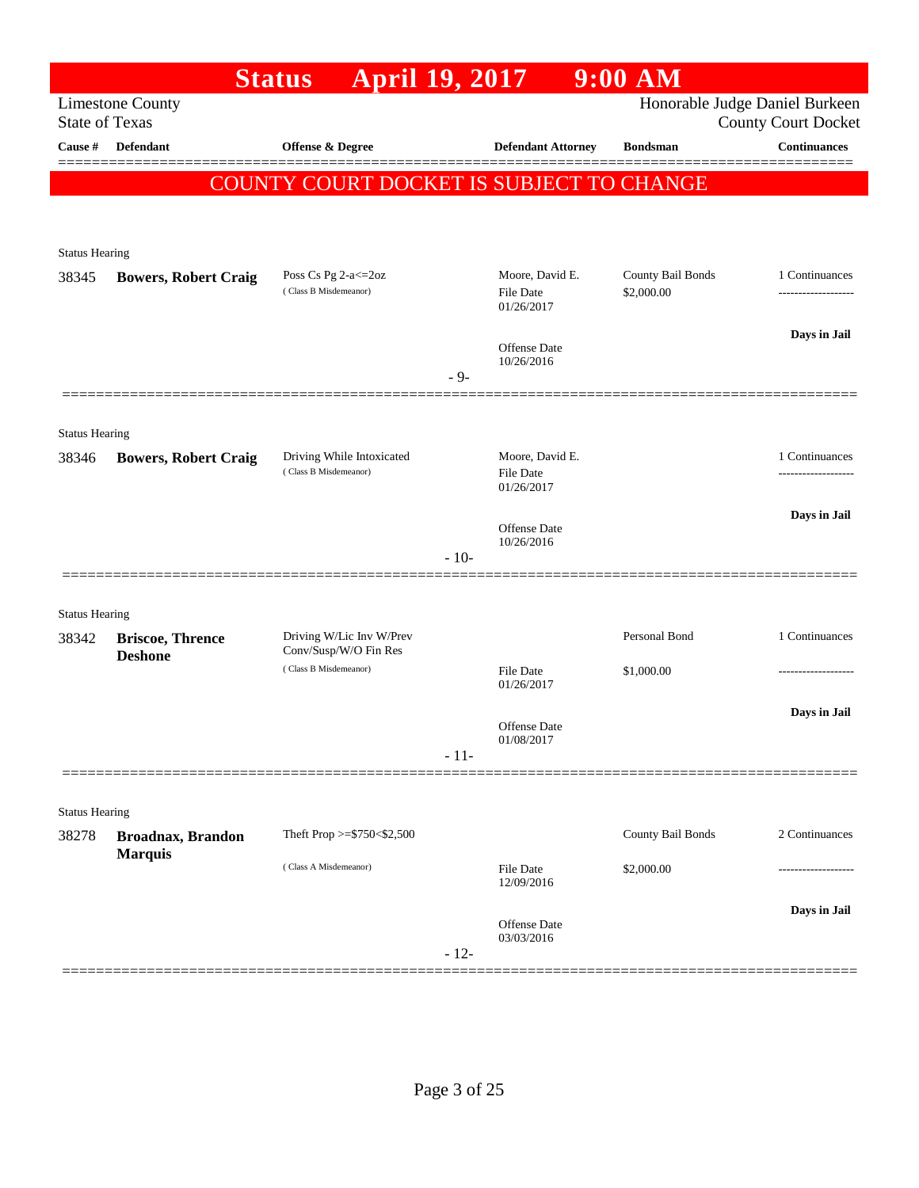# Status April 19, 2017 9:00 AM

Limestone County
State of Texas

Honorable Judge Daniel Burkeen
County Court Docket

| Cause # | Defendant | Offense & Degree | Defendant Attorney | Bondsman | Continuances |
|---|---|---|---|---|---|

**COUNTY COURT DOCKET IS SUBJECT TO CHANGE**

Status Hearing

| Cause # | Defendant | Offense & Degree | Defendant Attorney | Bondsman | Continuances |
|---|---|---|---|---|---|
| 38345 | **Bowers, Robert Craig** | Poss Cs Pg 2-a<=2oz (Class B Misdemeanor) | Moore, David E. File Date 01/26/2017 Offense Date 10/26/2016 | County Bail Bonds $2,000.00 | 1 Continuances ------------------- Days in Jail |

- 9-

Status Hearing

| Cause # | Defendant | Offense & Degree | Defendant Attorney | Bondsman | Continuances |
|---|---|---|---|---|---|
| 38346 | **Bowers, Robert Craig** | Driving While Intoxicated (Class B Misdemeanor) | Moore, David E. File Date 01/26/2017 Offense Date 10/26/2016 | | 1 Continuances ------------------- Days in Jail |

- 10-

Status Hearing

| Cause # | Defendant | Offense & Degree | Defendant Attorney | Bondsman | Continuances |
|---|---|---|---|---|---|
| 38342 | **Briscoe, Thrence Deshone** | Driving W/Lic Inv W/Prev Conv/Susp/W/O Fin Res (Class B Misdemeanor) | File Date 01/26/2017 Offense Date 01/08/2017 | Personal Bond $1,000.00 | 1 Continuances ------------------- Days in Jail |

- 11-

Status Hearing

| Cause # | Defendant | Offense & Degree | Defendant Attorney | Bondsman | Continuances |
|---|---|---|---|---|---|
| 38278 | **Broadnax, Brandon Marquis** | Theft Prop >=$750<$2,500 (Class A Misdemeanor) | File Date 12/09/2016 Offense Date 03/03/2016 | County Bail Bonds $2,000.00 | 2 Continuances ------------------- Days in Jail |

- 12-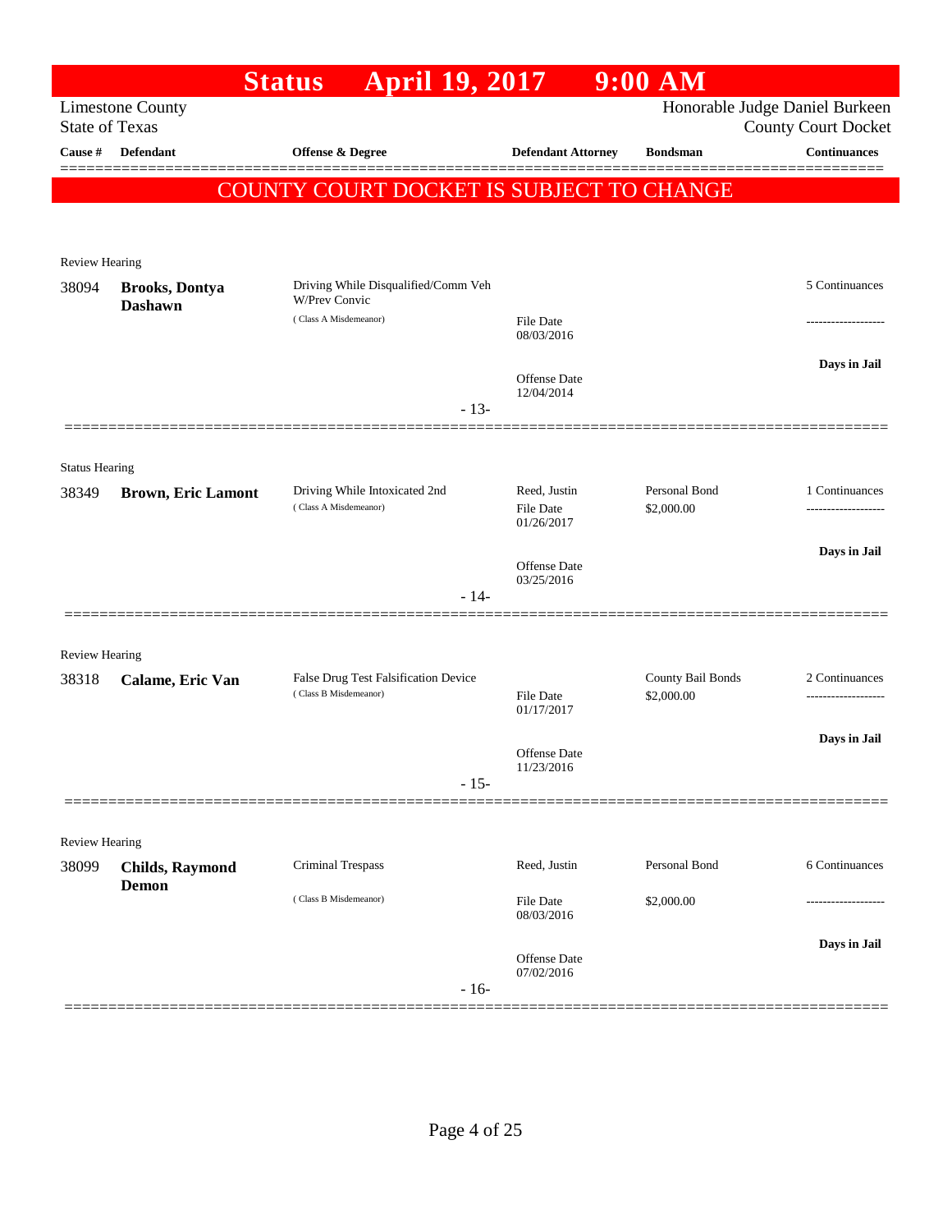# Status April 19, 2017 9:00 AM

Limestone County
State of Texas

Honorable Judge Daniel Burkeen
County Court Docket

| Cause # | Defendant | Offense & Degree | Defendant Attorney | Bondsman | Continuances |
|---|---|---|---|---|---|

**COUNTY COURT DOCKET IS SUBJECT TO CHANGE**

Review Hearing

| Cause # | Defendant | Offense & Degree | Defendant Attorney | Bondsman | Continuances |
|---|---|---|---|---|---|
| 38094 | **Brooks, Dontya Dashawn** | Driving While Disqualified/Comm Veh W/Prev Convic (Class A Misdemeanor) | File Date 08/03/2016<br>Offense Date 12/04/2014 | | 5 Continuances<br>-------------------<br>Days in Jail |

- 13-

Status Hearing

| Cause # | Defendant | Offense & Degree | Defendant Attorney | Bondsman | Continuances |
|---|---|---|---|---|---|
| 38349 | **Brown, Eric Lamont** | Driving While Intoxicated 2nd (Class A Misdemeanor) | Reed, Justin<br>File Date 01/26/2017<br>Offense Date 03/25/2016 | Personal Bond<br>$2,000.00 | 1 Continuances<br>-------------------<br>Days in Jail |

- 14-

Review Hearing

| Cause # | Defendant | Offense & Degree | Defendant Attorney | Bondsman | Continuances |
|---|---|---|---|---|---|
| 38318 | **Calame, Eric Van** | False Drug Test Falsification Device (Class B Misdemeanor) | File Date 01/17/2017<br>Offense Date 11/23/2016 | County Bail Bonds<br>$2,000.00 | 2 Continuances<br>-------------------<br>Days in Jail |

- 15-

Review Hearing

| Cause # | Defendant | Offense & Degree | Defendant Attorney | Bondsman | Continuances |
|---|---|---|---|---|---|
| 38099 | **Childs, Raymond Demon** | Criminal Trespass (Class B Misdemeanor) | Reed, Justin<br>File Date 08/03/2016<br>Offense Date 07/02/2016 | Personal Bond<br>$2,000.00 | 6 Continuances<br>-------------------<br>Days in Jail |

- 16-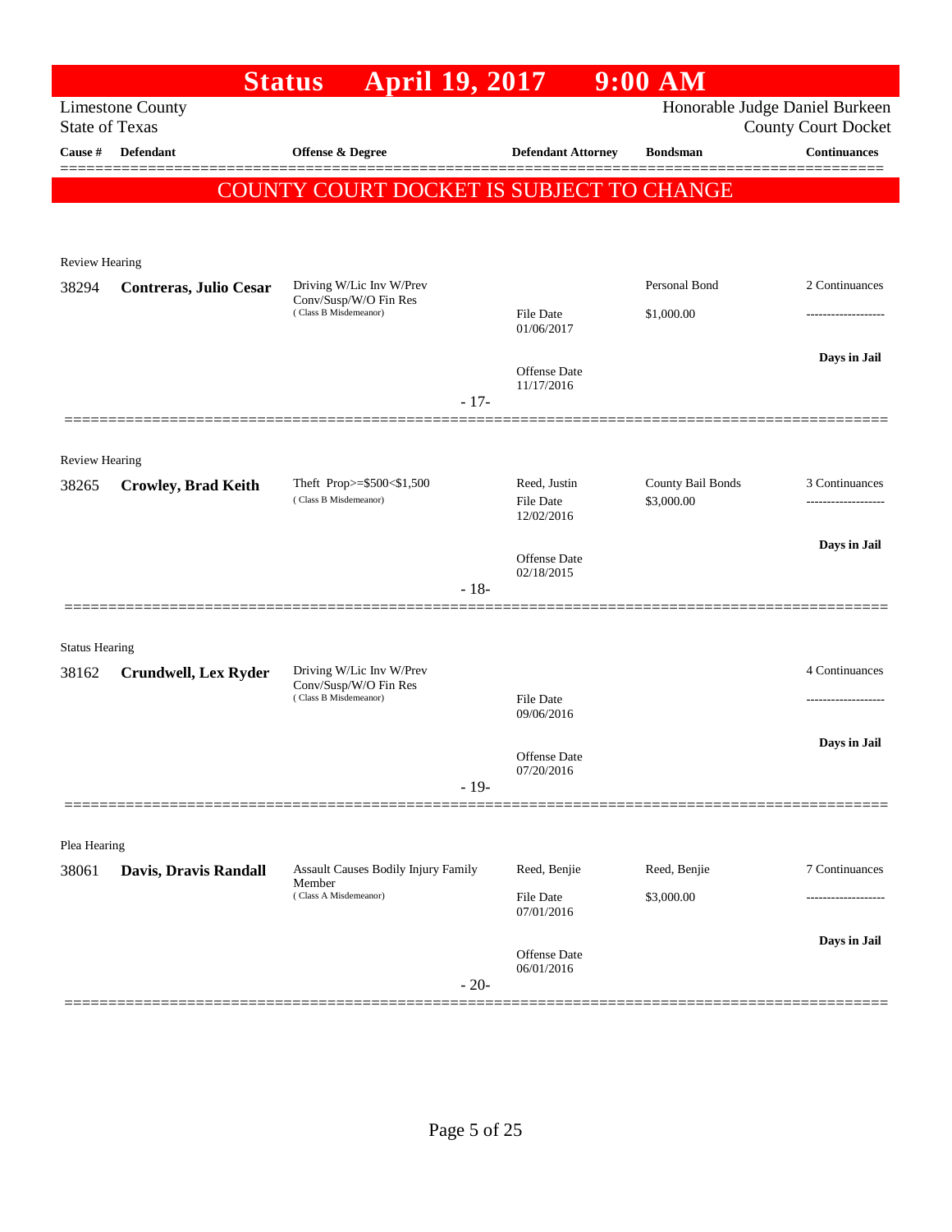# Status April 19, 2017 9:00 AM

Limestone County
State of Texas

Honorable Judge Daniel Burkeen
County Court Docket

| Cause # | Defendant | Offense & Degree | Defendant Attorney | Bondsman | Continuances |
|---|---|---|---|---|---|

**COUNTY COURT DOCKET IS SUBJECT TO CHANGE**

---

Review Hearing

| Cause # | Defendant | Offense & Degree | Defendant Attorney | Bondsman | Continuances |
|---|---|---|---|---|---|
| 38294 | **Contreras, Julio Cesar** | Driving W/Lic Inv W/Prev Conv/Susp/W/O Fin Res (Class B Misdemeanor) | File Date 01/06/2017 | Personal Bond $1,000.00 | 2 Continuances |
| | | | Offense Date 11/17/2016 | | Days in Jail |

- 17-

---

Review Hearing

| Cause # | Defendant | Offense & Degree | Defendant Attorney | Bondsman | Continuances |
|---|---|---|---|---|---|
| 38265 | **Crowley, Brad Keith** | Theft Prop>=$500<$1,500 (Class B Misdemeanor) | Reed, Justin<br>File Date 12/02/2016 | County Bail Bonds $3,000.00 | 3 Continuances |
| | | | Offense Date 02/18/2015 | | Days in Jail |

- 18-

---

Status Hearing

| Cause # | Defendant | Offense & Degree | Defendant Attorney | Bondsman | Continuances |
|---|---|---|---|---|---|
| 38162 | **Crundwell, Lex Ryder** | Driving W/Lic Inv W/Prev Conv/Susp/W/O Fin Res (Class B Misdemeanor) | File Date 09/06/2016 | | 4 Continuances |
| | | | Offense Date 07/20/2016 | | Days in Jail |

- 19-

---

Plea Hearing

| Cause # | Defendant | Offense & Degree | Defendant Attorney | Bondsman | Continuances |
|---|---|---|---|---|---|
| 38061 | **Davis, Dravis Randall** | Assault Causes Bodily Injury Family Member (Class A Misdemeanor) | Reed, Benjie<br>File Date 07/01/2016 | Reed, Benjie $3,000.00 | 7 Continuances |
| | | | Offense Date 06/01/2016 | | Days in Jail |

- 20-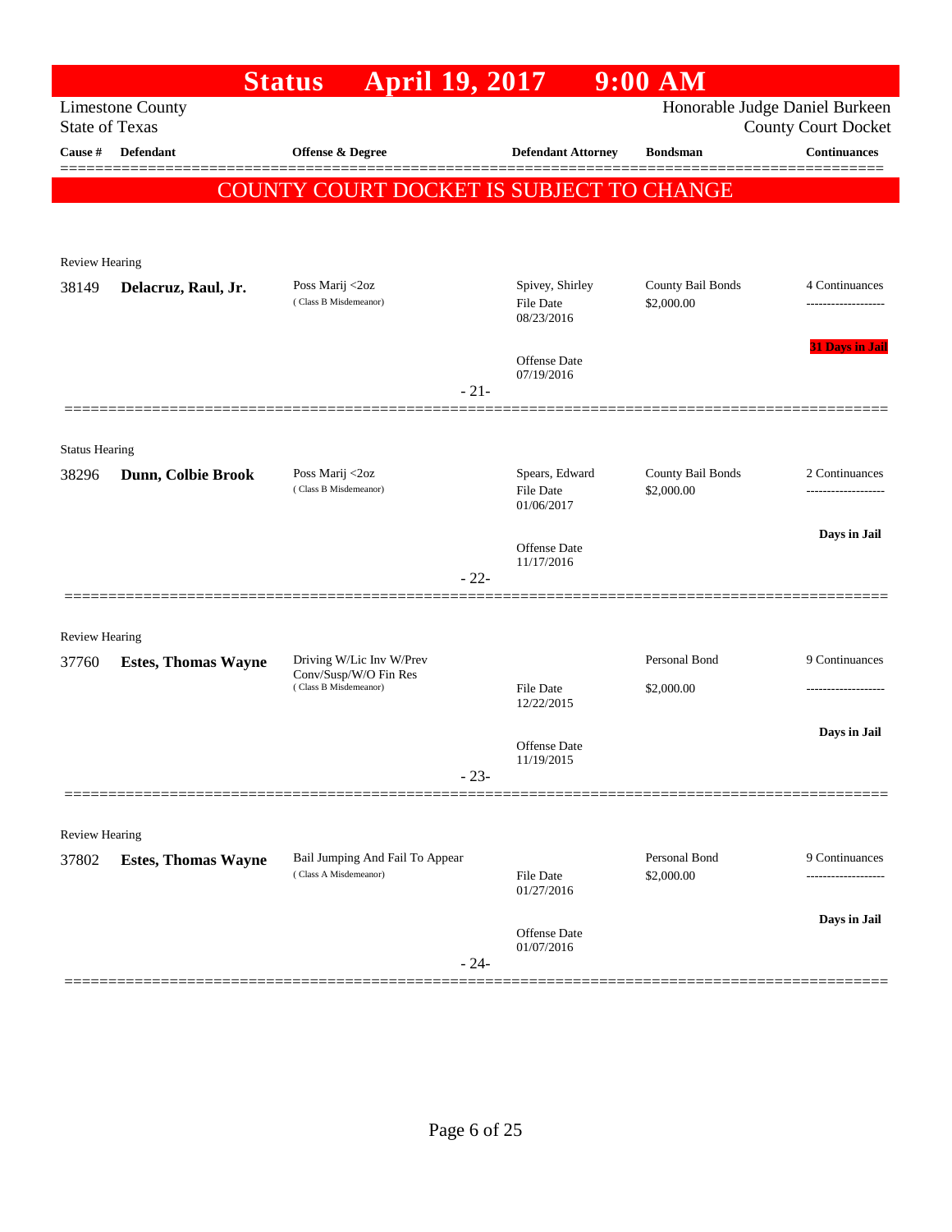# Status April 19, 2017 9:00 AM

Limestone County
State of Texas

Honorable Judge Daniel Burkeen
County Court Docket

| Cause # | Defendant | Offense & Degree | Defendant Attorney | Bondsman | Continuances |
|---|---|---|---|---|---|

**COUNTY COURT DOCKET IS SUBJECT TO CHANGE**

---

Review Hearing

| Cause # | Defendant | Offense & Degree | Defendant Attorney | Bondsman | Continuances |
|---|---|---|---|---|---|
| 38149 | **Delacruz, Raul, Jr.** | Poss Marij <2oz (Class B Misdemeanor) | Spivey, Shirley<br>File Date 08/23/2016<br>Offense Date 07/19/2016 | County Bail Bonds<br>$2,000.00 | 4 Continuances<br>**31 Days in Jail** |

- 21-

---

Status Hearing

| Cause # | Defendant | Offense & Degree | Defendant Attorney | Bondsman | Continuances |
|---|---|---|---|---|---|
| 38296 | **Dunn, Colbie Brook** | Poss Marij <2oz (Class B Misdemeanor) | Spears, Edward<br>File Date 01/06/2017<br>Offense Date 11/17/2016 | County Bail Bonds<br>$2,000.00 | 2 Continuances<br>**Days in Jail** |

- 22-

---

Review Hearing

| Cause # | Defendant | Offense & Degree | Defendant Attorney | Bondsman | Continuances |
|---|---|---|---|---|---|
| 37760 | **Estes, Thomas Wayne** | Driving W/Lic Inv W/Prev Conv/Susp/W/O Fin Res (Class B Misdemeanor) | File Date 12/22/2015<br>Offense Date 11/19/2015 | Personal Bond<br>$2,000.00 | 9 Continuances<br>**Days in Jail** |

- 23-

---

Review Hearing

| Cause # | Defendant | Offense & Degree | Defendant Attorney | Bondsman | Continuances |
|---|---|---|---|---|---|
| 37802 | **Estes, Thomas Wayne** | Bail Jumping And Fail To Appear (Class A Misdemeanor) | File Date 01/27/2016<br>Offense Date 01/07/2016 | Personal Bond<br>$2,000.00 | 9 Continuances<br>**Days in Jail** |

- 24-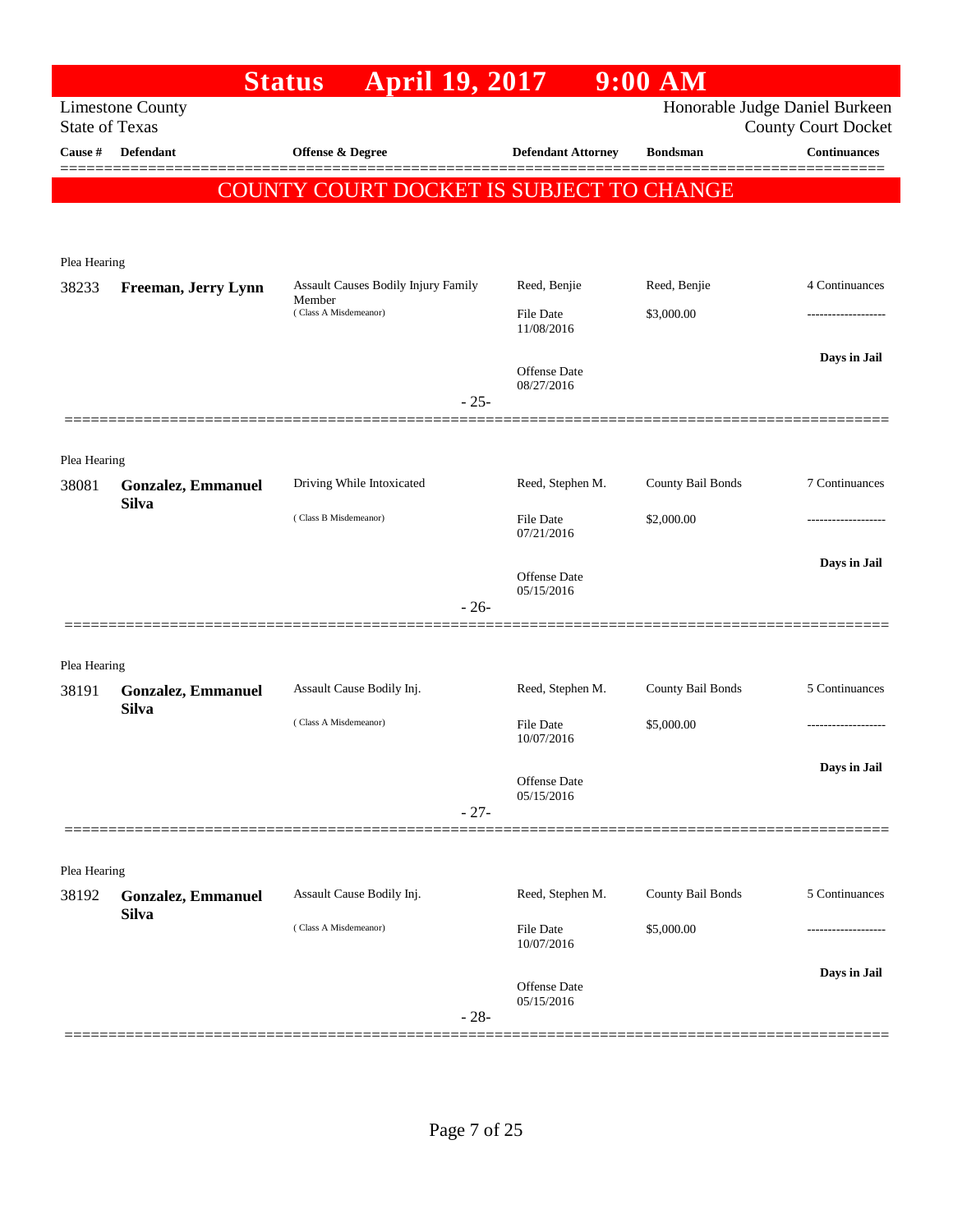# Status April 19, 2017 9:00 AM

Limestone County
State of Texas

Honorable Judge Daniel Burkeen
County Court Docket

| Cause # | Defendant | Offense & Degree | Defendant Attorney | Bondsman | Continuances |
|---|---|---|---|---|---|

**COUNTY COURT DOCKET IS SUBJECT TO CHANGE**

Plea Hearing

| Cause # | Defendant | Offense & Degree | Defendant Attorney | Bondsman | Continuances |
|---|---|---|---|---|---|
| 38233 | **Freeman, Jerry Lynn** | Assault Causes Bodily Injury Family Member (Class A Misdemeanor) | Reed, Benjie | Reed, Benjie | 4 Continuances |
| | | | File Date 11/08/2016 | $3,000.00 | ------------------- |
| | | | Offense Date 08/27/2016 | | **Days in Jail** |

- 25-

Plea Hearing

| Cause # | Defendant | Offense & Degree | Defendant Attorney | Bondsman | Continuances |
|---|---|---|---|---|---|
| 38081 | **Gonzalez, Emmanuel Silva** | Driving While Intoxicated (Class B Misdemeanor) | Reed, Stephen M. | County Bail Bonds | 7 Continuances |
| | | | File Date 07/21/2016 | $2,000.00 | ------------------- |
| | | | Offense Date 05/15/2016 | | **Days in Jail** |

- 26-

Plea Hearing

| Cause # | Defendant | Offense & Degree | Defendant Attorney | Bondsman | Continuances |
|---|---|---|---|---|---|
| 38191 | **Gonzalez, Emmanuel Silva** | Assault Cause Bodily Inj. (Class A Misdemeanor) | Reed, Stephen M. | County Bail Bonds | 5 Continuances |
| | | | File Date 10/07/2016 | $5,000.00 | ------------------- |
| | | | Offense Date 05/15/2016 | | **Days in Jail** |

- 27-

Plea Hearing

| Cause # | Defendant | Offense & Degree | Defendant Attorney | Bondsman | Continuances |
|---|---|---|---|---|---|
| 38192 | **Gonzalez, Emmanuel Silva** | Assault Cause Bodily Inj. (Class A Misdemeanor) | Reed, Stephen M. | County Bail Bonds | 5 Continuances |
| | | | File Date 10/07/2016 | $5,000.00 | ------------------- |
| | | | Offense Date 05/15/2016 | | **Days in Jail** |

- 28-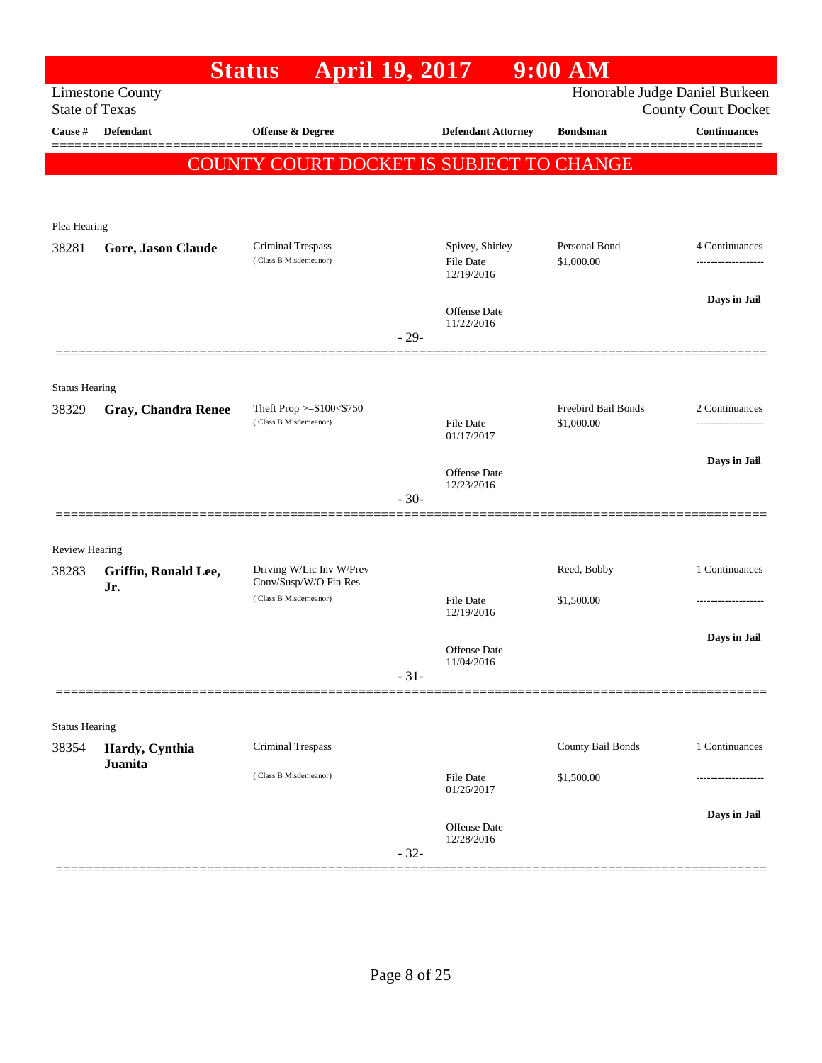# Status April 19, 2017 9:00 AM

Limestone County
State of Texas

Honorable Judge Daniel Burkeen
County Court Docket

| Cause # | Defendant | Offense & Degree | Defendant Attorney | Bondsman | Continuances |
|---|---|---|---|---|---|

**COUNTY COURT DOCKET IS SUBJECT TO CHANGE**

---

Plea Hearing

| Cause # | Defendant | Offense & Degree | Defendant Attorney | Bondsman | Continuances |
|---|---|---|---|---|---|
| 38281 | **Gore, Jason Claude** | Criminal Trespass (Class B Misdemeanor) | Spivey, Shirley<br>File Date 12/19/2016<br>Offense Date 11/22/2016 | Personal Bond<br>$1,000.00 | 4 Continuances<br>-------------------<br>**Days in Jail** |

- 29-

---

Status Hearing

| Cause # | Defendant | Offense & Degree | Defendant Attorney | Bondsman | Continuances |
|---|---|---|---|---|---|
| 38329 | **Gray, Chandra Renee** | Theft Prop >=$100<$750 (Class B Misdemeanor) | File Date 01/17/2017<br>Offense Date 12/23/2016 | Freebird Bail Bonds<br>$1,000.00 | 2 Continuances<br>-------------------<br>**Days in Jail** |

- 30-

---

Review Hearing

| Cause # | Defendant | Offense & Degree | Defendant Attorney | Bondsman | Continuances |
|---|---|---|---|---|---|
| 38283 | **Griffin, Ronald Lee, Jr.** | Driving W/Lic Inv W/Prev Conv/Susp/W/O Fin Res (Class B Misdemeanor) | File Date 12/19/2016<br>Offense Date 11/04/2016 | Reed, Bobby<br>$1,500.00 | 1 Continuances<br>-------------------<br>**Days in Jail** |

- 31-

---

Status Hearing

| Cause # | Defendant | Offense & Degree | Defendant Attorney | Bondsman | Continuances |
|---|---|---|---|---|---|
| 38354 | **Hardy, Cynthia Juanita** | Criminal Trespass (Class B Misdemeanor) | File Date 01/26/2017<br>Offense Date 12/28/2016 | County Bail Bonds<br>$1,500.00 | 1 Continuances<br>-------------------<br>**Days in Jail** |

- 32-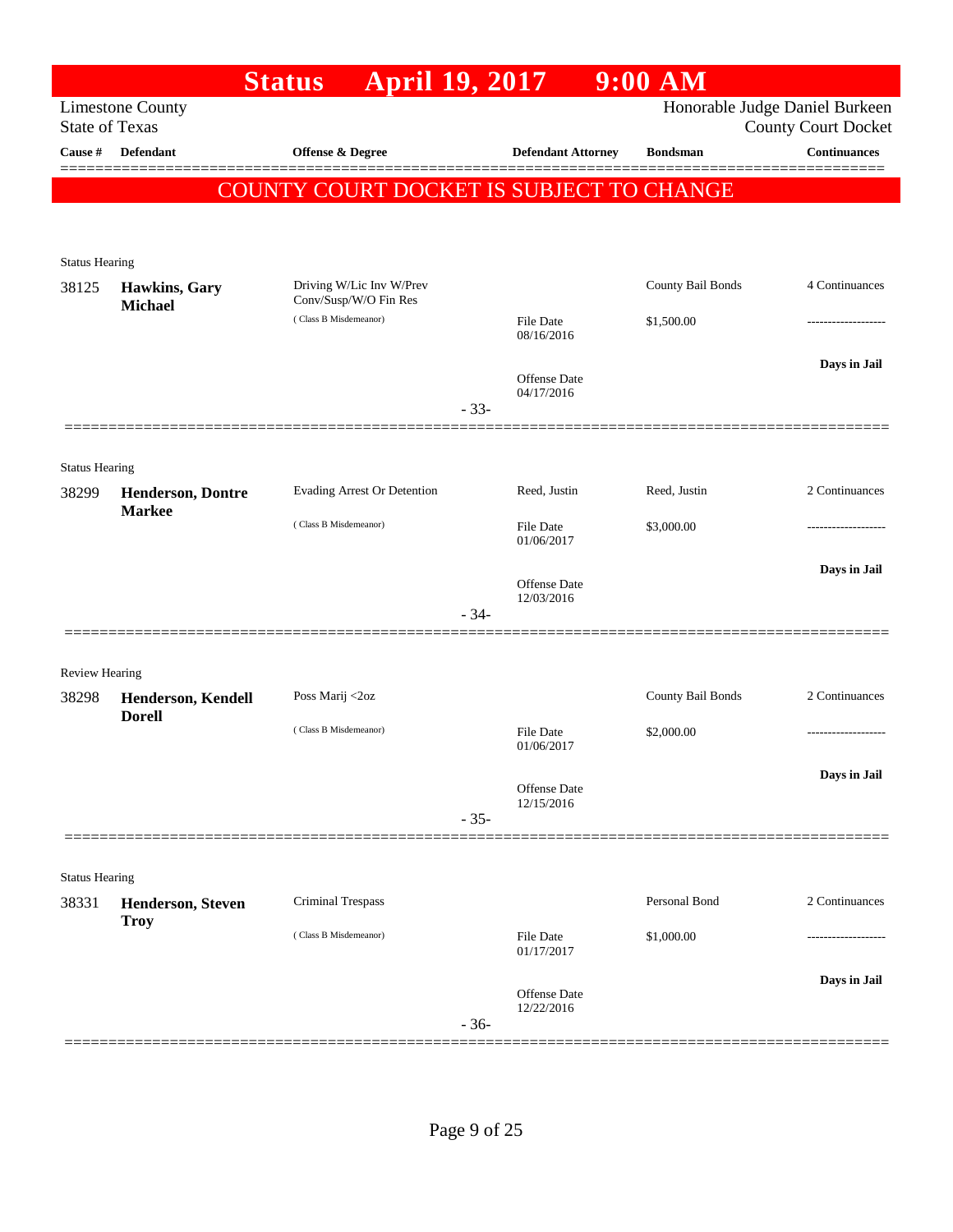# Status April 19, 2017 9:00 AM

Limestone County
State of Texas

Honorable Judge Daniel Burkeen
County Court Docket

| Cause # | Defendant | Offense & Degree | Defendant Attorney | Bondsman | Continuances |
|---|---|---|---|---|---|

**COUNTY COURT DOCKET IS SUBJECT TO CHANGE**

Status Hearing

| Cause # | Defendant | Offense & Degree | Defendant Attorney | Bondsman | Continuances |
|---|---|---|---|---|---|
| 38125 | **Hawkins, Gary Michael** | Driving W/Lic Inv W/Prev Conv/Susp/W/O Fin Res ( Class B Misdemeanor) | File Date 08/16/2016 Offense Date 04/17/2016 | County Bail Bonds $1,500.00 | 4 Continuances ------------------- **Days in Jail** |

- 33-

Status Hearing

| Cause # | Defendant | Offense & Degree | Defendant Attorney | Bondsman | Continuances |
|---|---|---|---|---|---|
| 38299 | **Henderson, Dontre Markee** | Evading Arrest Or Detention ( Class B Misdemeanor) | Reed, Justin File Date 01/06/2017 Offense Date 12/03/2016 | Reed, Justin $3,000.00 | 2 Continuances ------------------- **Days in Jail** |

- 34-

Review Hearing

| Cause # | Defendant | Offense & Degree | Defendant Attorney | Bondsman | Continuances |
|---|---|---|---|---|---|
| 38298 | **Henderson, Kendell Dorell** | Poss Marij <2oz ( Class B Misdemeanor) | File Date 01/06/2017 Offense Date 12/15/2016 | County Bail Bonds $2,000.00 | 2 Continuances ------------------- **Days in Jail** |

- 35-

Status Hearing

| Cause # | Defendant | Offense & Degree | Defendant Attorney | Bondsman | Continuances |
|---|---|---|---|---|---|
| 38331 | **Henderson, Steven Troy** | Criminal Trespass ( Class B Misdemeanor) | File Date 01/17/2017 Offense Date 12/22/2016 | Personal Bond $1,000.00 | 2 Continuances ------------------- **Days in Jail** |

- 36-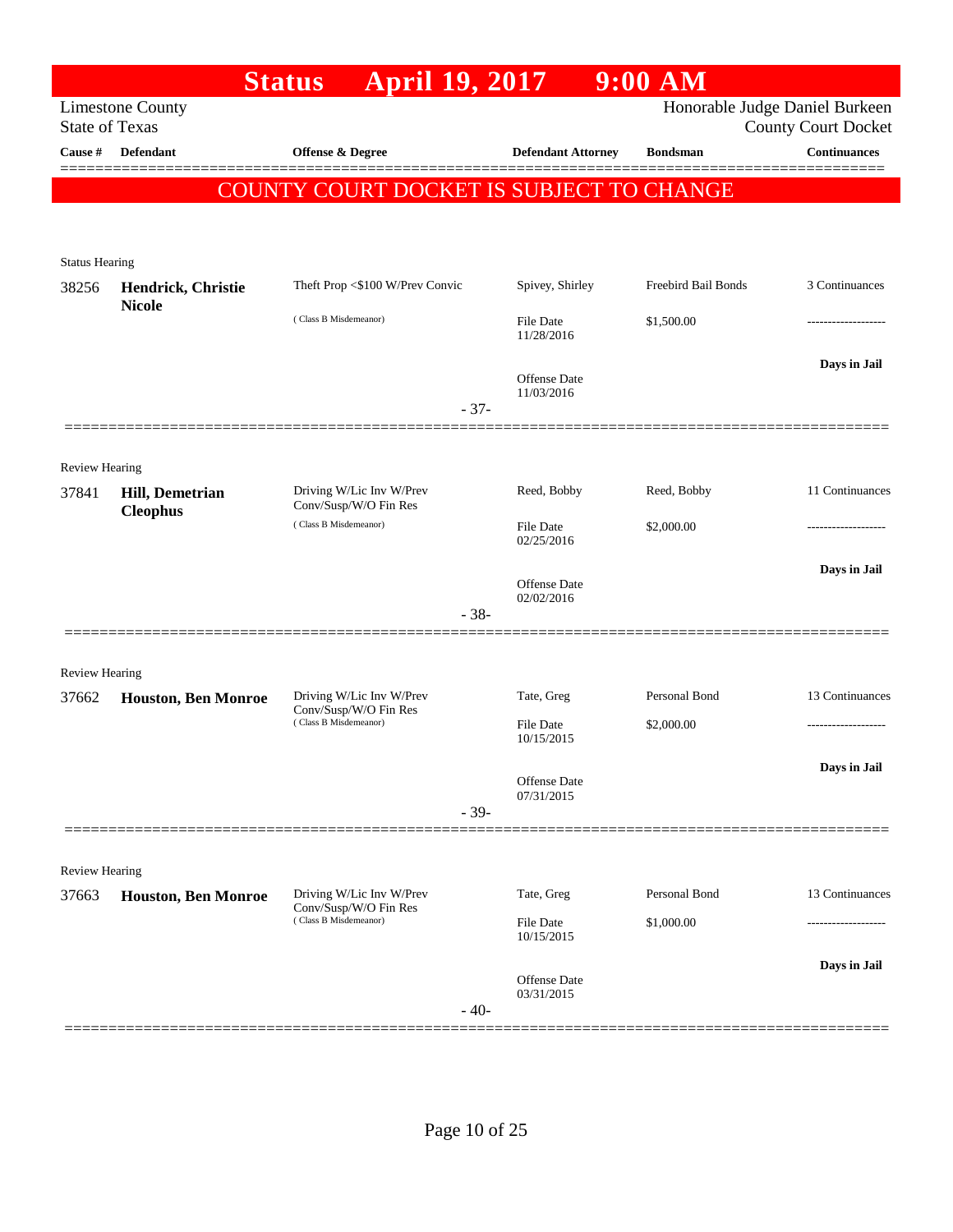# Status April 19, 2017 9:00 AM

Limestone County
State of Texas

Honorable Judge Daniel Burkeen
County Court Docket

| Cause # | Defendant | Offense & Degree | Defendant Attorney | Bondsman | Continuances |
|---|---|---|---|---|---|

**COUNTY COURT DOCKET IS SUBJECT TO CHANGE**

Status Hearing

| Cause # | Defendant | Offense & Degree | Defendant Attorney | Bondsman | Continuances |
|---|---|---|---|---|---|
| 38256 | **Hendrick, Christie Nicole** | Theft Prop <$100 W/Prev Convic (Class B Misdemeanor) | Spivey, Shirley | Freebird Bail Bonds | 3 Continuances |
| | | | File Date 11/28/2016 | $1,500.00 | ------------------- |
| | | | Offense Date 11/03/2016 | | **Days in Jail** |

- 37-

Review Hearing

| Cause # | Defendant | Offense & Degree | Defendant Attorney | Bondsman | Continuances |
|---|---|---|---|---|---|
| 37841 | **Hill, Demetrian Cleophus** | Driving W/Lic Inv W/Prev Conv/Susp/W/O Fin Res (Class B Misdemeanor) | Reed, Bobby | Reed, Bobby | 11 Continuances |
| | | | File Date 02/25/2016 | $2,000.00 | ------------------- |
| | | | Offense Date 02/02/2016 | | **Days in Jail** |

- 38-

Review Hearing

| Cause # | Defendant | Offense & Degree | Defendant Attorney | Bondsman | Continuances |
|---|---|---|---|---|---|
| 37662 | **Houston, Ben Monroe** | Driving W/Lic Inv W/Prev Conv/Susp/W/O Fin Res (Class B Misdemeanor) | Tate, Greg | Personal Bond | 13 Continuances |
| | | | File Date 10/15/2015 | $2,000.00 | ------------------- |
| | | | Offense Date 07/31/2015 | | **Days in Jail** |

- 39-

Review Hearing

| Cause # | Defendant | Offense & Degree | Defendant Attorney | Bondsman | Continuances |
|---|---|---|---|---|---|
| 37663 | **Houston, Ben Monroe** | Driving W/Lic Inv W/Prev Conv/Susp/W/O Fin Res (Class B Misdemeanor) | Tate, Greg | Personal Bond | 13 Continuances |
| | | | File Date 10/15/2015 | $1,000.00 | ------------------- |
| | | | Offense Date 03/31/2015 | | **Days in Jail** |

- 40-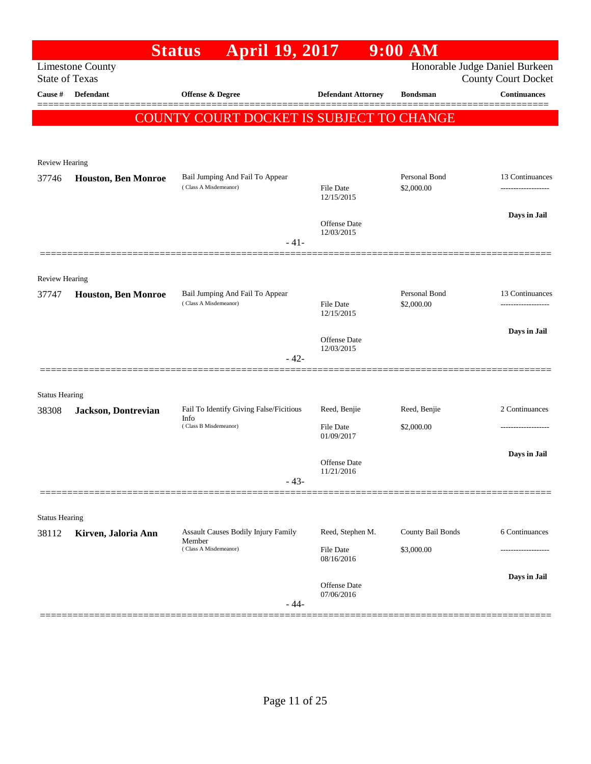# Status April 19, 2017 9:00 AM

Limestone County
State of Texas

Honorable Judge Daniel Burkeen
County Court Docket

| Cause # | Defendant | Offense & Degree | Defendant Attorney | Bondsman | Continuances |
|---|---|---|---|---|---|

**COUNTY COURT DOCKET IS SUBJECT TO CHANGE**

Review Hearing

| Cause # | Defendant | Offense & Degree | Defendant Attorney | Bondsman | Continuances |
|---|---|---|---|---|---|
| 37746 | **Houston, Ben Monroe** | Bail Jumping And Fail To Appear (Class A Misdemeanor) | File Date 12/15/2015; Offense Date 12/03/2015 | Personal Bond $2,000.00 | 13 Continuances; Days in Jail |

- 41-

Review Hearing

| Cause # | Defendant | Offense & Degree | Defendant Attorney | Bondsman | Continuances |
|---|---|---|---|---|---|
| 37747 | **Houston, Ben Monroe** | Bail Jumping And Fail To Appear (Class A Misdemeanor) | File Date 12/15/2015; Offense Date 12/03/2015 | Personal Bond $2,000.00 | 13 Continuances; Days in Jail |

- 42-

Status Hearing

| Cause # | Defendant | Offense & Degree | Defendant Attorney | Bondsman | Continuances |
|---|---|---|---|---|---|
| 38308 | **Jackson, Dontrevian** | Fail To Identify Giving False/Ficitious Info (Class B Misdemeanor) | Reed, Benjie; File Date 01/09/2017; Offense Date 11/21/2016 | Reed, Benjie $2,000.00 | 2 Continuances; Days in Jail |

- 43-

Status Hearing

| Cause # | Defendant | Offense & Degree | Defendant Attorney | Bondsman | Continuances |
|---|---|---|---|---|---|
| 38112 | **Kirven, Jaloria Ann** | Assault Causes Bodily Injury Family Member (Class A Misdemeanor) | Reed, Stephen M.; File Date 08/16/2016; Offense Date 07/06/2016 | County Bail Bonds $3,000.00 | 6 Continuances; Days in Jail |

- 44-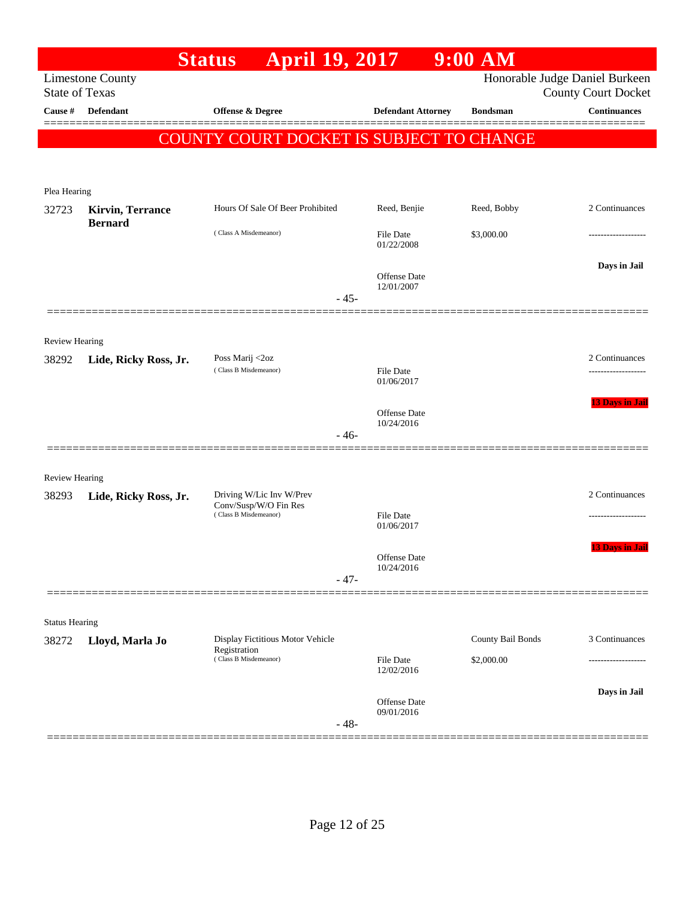# Status April 19, 2017 9:00 AM

Limestone County
State of Texas

Honorable Judge Daniel Burkeen
County Court Docket

| Cause # | Defendant | Offense & Degree | Defendant Attorney | Bondsman | Continuances |
|---|---|---|---|---|---|

**COUNTY COURT DOCKET IS SUBJECT TO CHANGE**

---

Plea Hearing

| Cause # | Defendant | Offense & Degree | Defendant Attorney | Bondsman | Continuances |
|---|---|---|---|---|---|
| 32723 | **Kirvin, Terrance Bernard** | Hours Of Sale Of Beer Prohibited (Class A Misdemeanor) | Reed, Benjie | Reed, Bobby | 2 Continuances |
| | | | File Date 01/22/2008 | $3,000.00 | ------------------- |
| | | | Offense Date 12/01/2007 | | Days in Jail |

- 45-

---

Review Hearing

| Cause # | Defendant | Offense & Degree | Defendant Attorney | Bondsman | Continuances |
|---|---|---|---|---|---|
| 38292 | **Lide, Ricky Ross, Jr.** | Poss Marij <2oz (Class B Misdemeanor) | | | 2 Continuances |
| | | | File Date 01/06/2017 | | ------------------- |
| | | | Offense Date 10/24/2016 | | 13 Days in Jail |

- 46-

---

Review Hearing

| Cause # | Defendant | Offense & Degree | Defendant Attorney | Bondsman | Continuances |
|---|---|---|---|---|---|
| 38293 | **Lide, Ricky Ross, Jr.** | Driving W/Lic Inv W/Prev Conv/Susp/W/O Fin Res (Class B Misdemeanor) | | | 2 Continuances |
| | | | File Date 01/06/2017 | | ------------------- |
| | | | Offense Date 10/24/2016 | | 13 Days in Jail |

- 47-

---

Status Hearing

| Cause # | Defendant | Offense & Degree | Defendant Attorney | Bondsman | Continuances |
|---|---|---|---|---|---|
| 38272 | **Lloyd, Marla Jo** | Display Fictitious Motor Vehicle Registration (Class B Misdemeanor) | | County Bail Bonds | 3 Continuances |
| | | | File Date 12/02/2016 | $2,000.00 | ------------------- |
| | | | Offense Date 09/01/2016 | | Days in Jail |

- 48-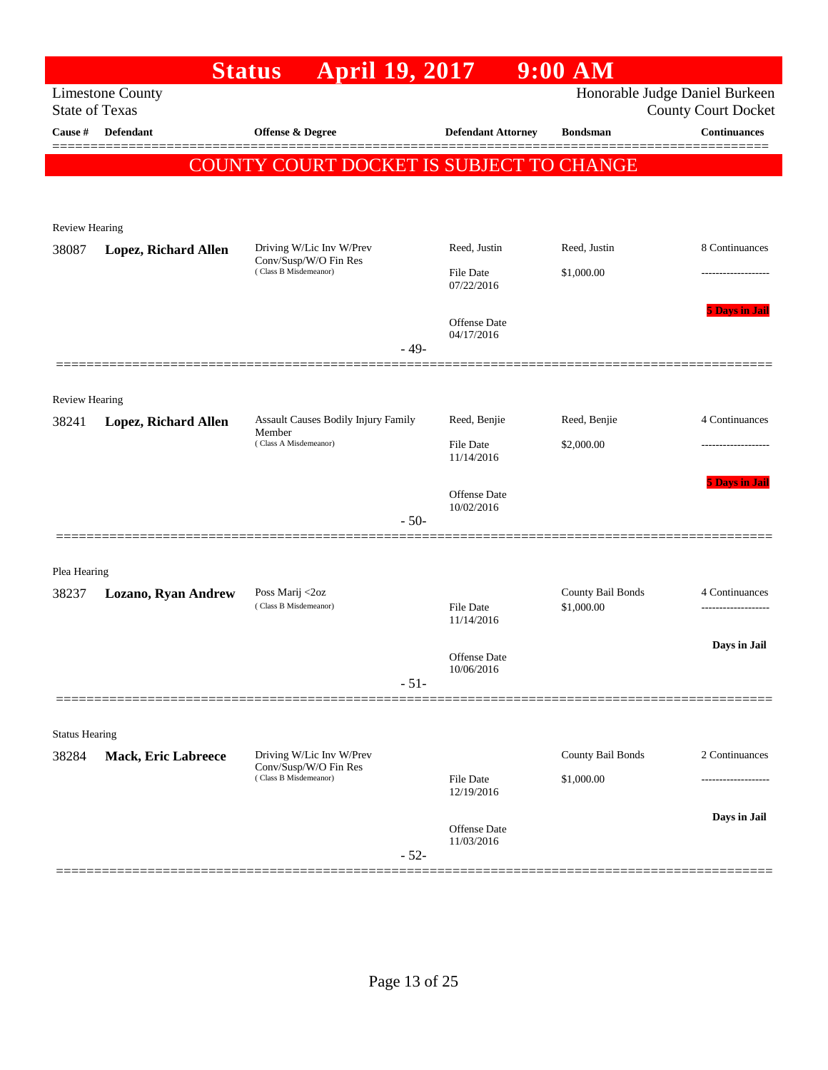# Status April 19, 2017 9:00 AM

Limestone County
State of Texas

Honorable Judge Daniel Burkeen
County Court Docket

| Cause # | Defendant | Offense & Degree | Defendant Attorney | Bondsman | Continuances |
|---|---|---|---|---|---|

**COUNTY COURT DOCKET IS SUBJECT TO CHANGE**

---

Review Hearing

| Cause # | Defendant | Offense & Degree | Defendant Attorney | Bondsman | Continuances |
|---|---|---|---|---|---|
| 38087 | **Lopez, Richard Allen** | Driving W/Lic Inv W/Prev Conv/Susp/W/O Fin Res (Class B Misdemeanor) | Reed, Justin | Reed, Justin | 8 Continuances |
| | | | File Date 07/22/2016 | $1,000.00 | ------------------- |
| | | | Offense Date 04/17/2016 | | 5 Days in Jail |

- 49-

---

Review Hearing

| Cause # | Defendant | Offense & Degree | Defendant Attorney | Bondsman | Continuances |
|---|---|---|---|---|---|
| 38241 | **Lopez, Richard Allen** | Assault Causes Bodily Injury Family Member (Class A Misdemeanor) | Reed, Benjie | Reed, Benjie | 4 Continuances |
| | | | File Date 11/14/2016 | $2,000.00 | ------------------- |
| | | | Offense Date 10/02/2016 | | 5 Days in Jail |

- 50-

---

Plea Hearing

| Cause # | Defendant | Offense & Degree | Defendant Attorney | Bondsman | Continuances |
|---|---|---|---|---|---|
| 38237 | **Lozano, Ryan Andrew** | Poss Marij <2oz (Class B Misdemeanor) | | County Bail Bonds | 4 Continuances |
| | | | File Date 11/14/2016 | $1,000.00 | ------------------- |
| | | | Offense Date 10/06/2016 | | Days in Jail |

- 51-

---

Status Hearing

| Cause # | Defendant | Offense & Degree | Defendant Attorney | Bondsman | Continuances |
|---|---|---|---|---|---|
| 38284 | **Mack, Eric Labreece** | Driving W/Lic Inv W/Prev Conv/Susp/W/O Fin Res (Class B Misdemeanor) | | County Bail Bonds | 2 Continuances |
| | | | File Date 12/19/2016 | $1,000.00 | ------------------- |
| | | | Offense Date 11/03/2016 | | Days in Jail |

- 52-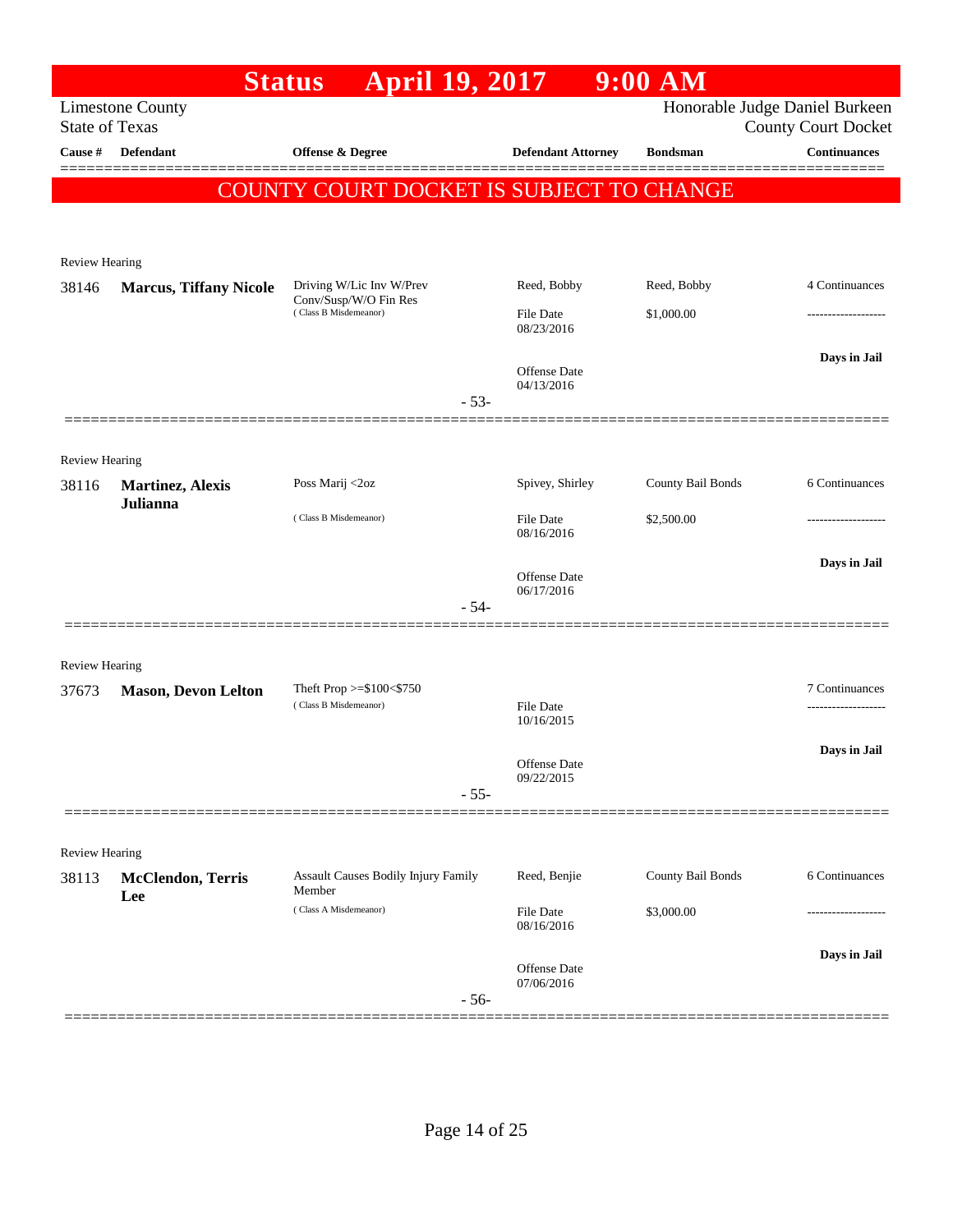# Status April 19, 2017 9:00 AM

Limestone County
State of Texas

Honorable Judge Daniel Burkeen
County Court Docket

| Cause # | Defendant | Offense & Degree | Defendant Attorney | Bondsman | Continuances |
|---|---|---|---|---|---|

**COUNTY COURT DOCKET IS SUBJECT TO CHANGE**

Review Hearing

| Cause # | Defendant | Offense & Degree | Defendant Attorney | Bondsman | Continuances |
|---|---|---|---|---|---|
| 38146 | **Marcus, Tiffany Nicole** | Driving W/Lic Inv W/Prev Conv/Susp/W/O Fin Res (Class B Misdemeanor) | Reed, Bobby | Reed, Bobby | 4 Continuances |
| | | | File Date 08/23/2016 | $1,000.00 | ------------------- |
| | | | Offense Date 04/13/2016 | | **Days in Jail** |

- 53-

Review Hearing

| Cause # | Defendant | Offense & Degree | Defendant Attorney | Bondsman | Continuances |
|---|---|---|---|---|---|
| 38116 | **Martinez, Alexis Julianna** | Poss Marij <2oz (Class B Misdemeanor) | Spivey, Shirley | County Bail Bonds | 6 Continuances |
| | | | File Date 08/16/2016 | $2,500.00 | ------------------- |
| | | | Offense Date 06/17/2016 | | **Days in Jail** |

- 54-

Review Hearing

| Cause # | Defendant | Offense & Degree | Defendant Attorney | Bondsman | Continuances |
|---|---|---|---|---|---|
| 37673 | **Mason, Devon Lelton** | Theft Prop >=$100<$750 (Class B Misdemeanor) | | | 7 Continuances |
| | | | File Date 10/16/2015 | | ------------------- |
| | | | Offense Date 09/22/2015 | | **Days in Jail** |

- 55-

Review Hearing

| Cause # | Defendant | Offense & Degree | Defendant Attorney | Bondsman | Continuances |
|---|---|---|---|---|---|
| 38113 | **McClendon, Terris Lee** | Assault Causes Bodily Injury Family Member (Class A Misdemeanor) | Reed, Benjie | County Bail Bonds | 6 Continuances |
| | | | File Date 08/16/2016 | $3,000.00 | ------------------- |
| | | | Offense Date 07/06/2016 | | **Days in Jail** |

- 56-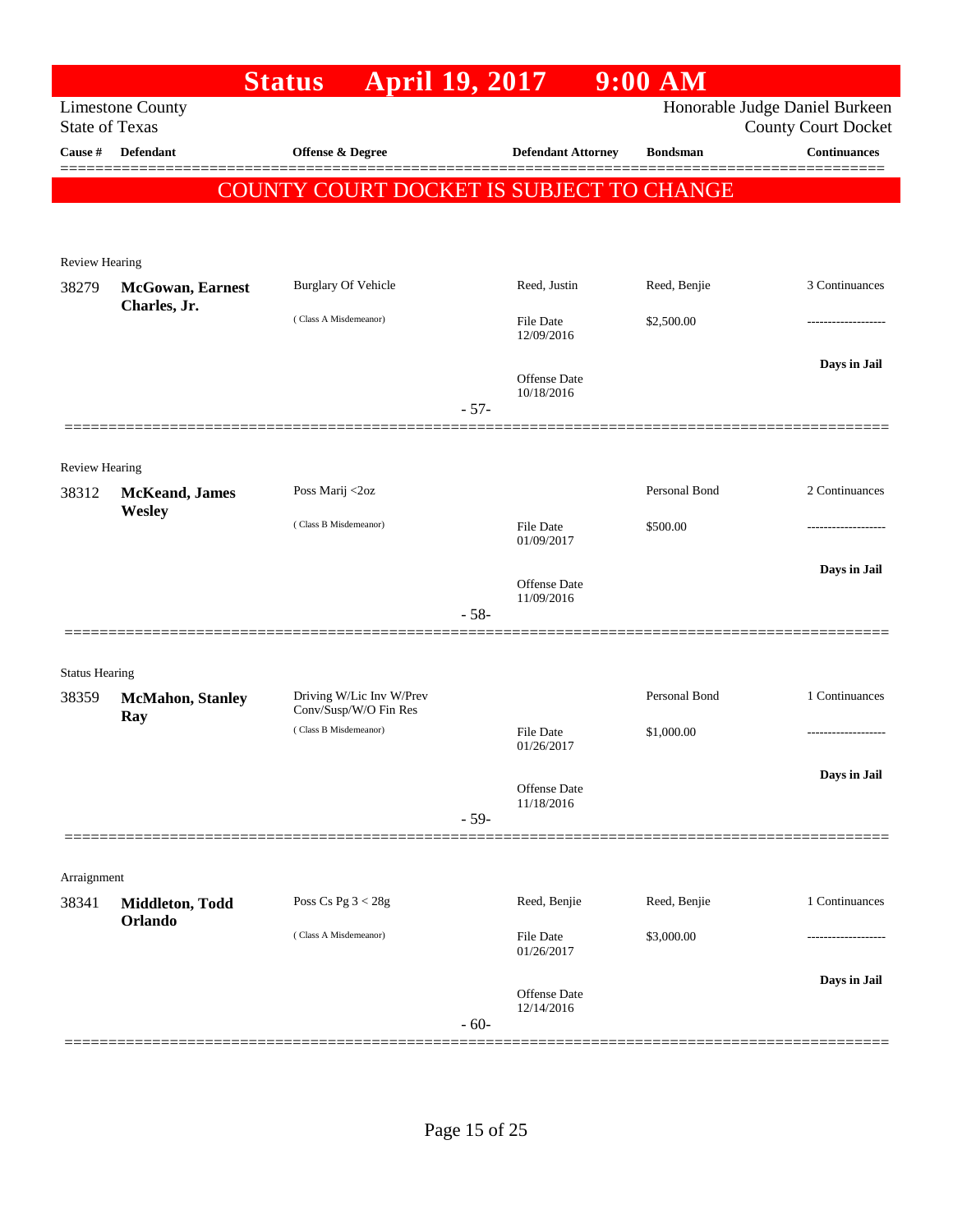# Status April 19, 2017 9:00 AM

Limestone County
State of Texas

Honorable Judge Daniel Burkeen
County Court Docket

| Cause # | Defendant | Offense & Degree | Defendant Attorney | Bondsman | Continuances |
|---|---|---|---|---|---|

**COUNTY COURT DOCKET IS SUBJECT TO CHANGE**

---

Review Hearing

| Cause # | Defendant | Offense & Degree | Defendant Attorney | Bondsman | Continuances |
|---|---|---|---|---|---|
| 38279 | **McGowan, Earnest Charles, Jr.** | Burglary Of Vehicle | Reed, Justin | Reed, Benjie | 3 Continuances |
| | | ( Class A Misdemeanor) | File Date 12/09/2016 | $2,500.00 | ------------------- |
| | | | Offense Date 10/18/2016 | | **Days in Jail** |

- 57-

---

Review Hearing

| Cause # | Defendant | Offense & Degree | Defendant Attorney | Bondsman | Continuances |
|---|---|---|---|---|---|
| 38312 | **McKeand, James Wesley** | Poss Marij <2oz | | Personal Bond | 2 Continuances |
| | | ( Class B Misdemeanor) | File Date 01/09/2017 | $500.00 | ------------------- |
| | | | Offense Date 11/09/2016 | | **Days in Jail** |

- 58-

---

Status Hearing

| Cause # | Defendant | Offense & Degree | Defendant Attorney | Bondsman | Continuances |
|---|---|---|---|---|---|
| 38359 | **McMahon, Stanley Ray** | Driving W/Lic Inv W/Prev Conv/Susp/W/O Fin Res | | Personal Bond | 1 Continuances |
| | | ( Class B Misdemeanor) | File Date 01/26/2017 | $1,000.00 | ------------------- |
| | | | Offense Date 11/18/2016 | | **Days in Jail** |

- 59-

---

Arraignment

| Cause # | Defendant | Offense & Degree | Defendant Attorney | Bondsman | Continuances |
|---|---|---|---|---|---|
| 38341 | **Middleton, Todd Orlando** | Poss Cs Pg 3 < 28g | Reed, Benjie | Reed, Benjie | 1 Continuances |
| | | ( Class A Misdemeanor) | File Date 01/26/2017 | $3,000.00 | ------------------- |
| | | | Offense Date 12/14/2016 | | **Days in Jail** |

- 60-

---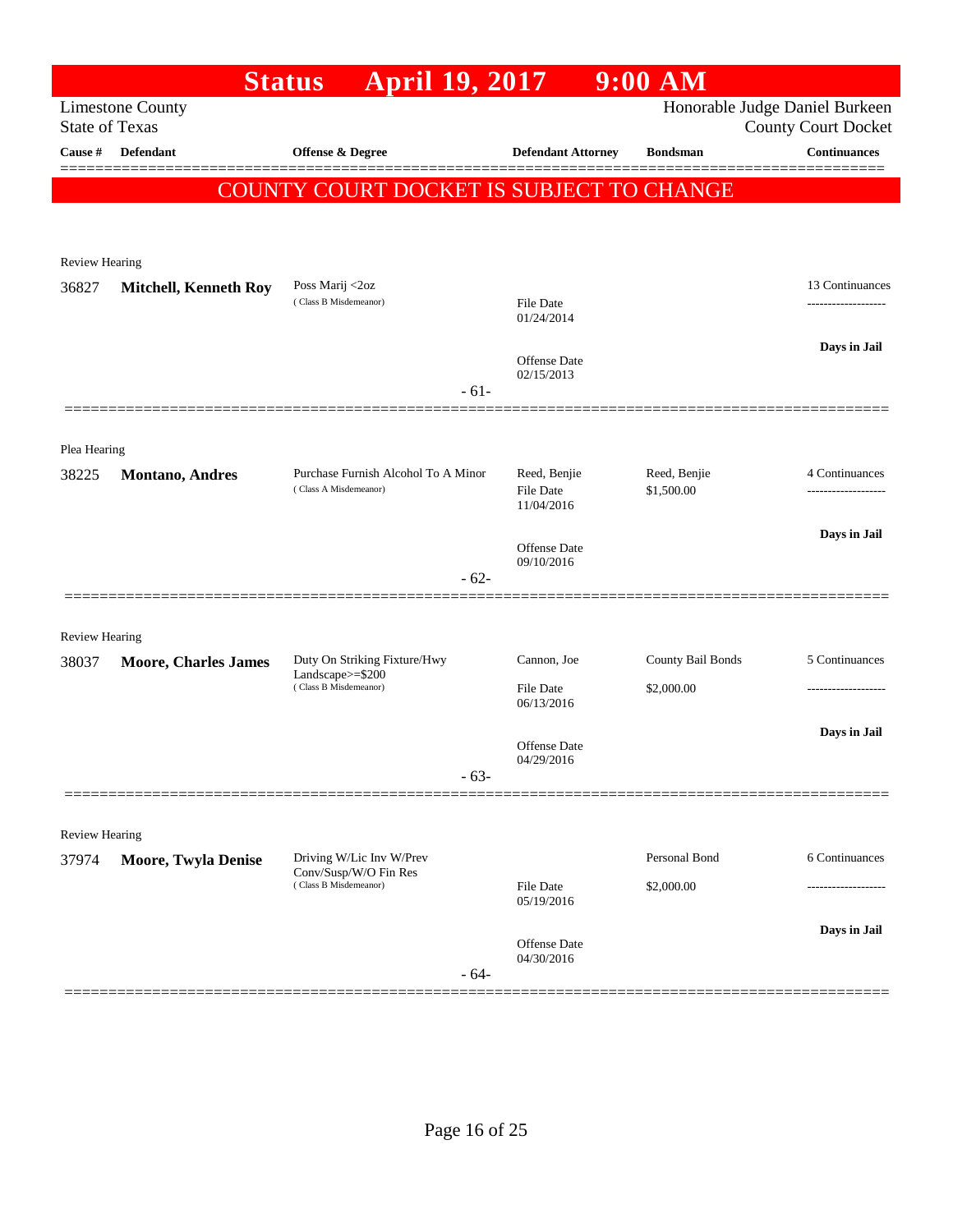# Status April 19, 2017 9:00 AM

Limestone County
State of Texas

Honorable Judge Daniel Burkeen
County Court Docket

**COUNTY COURT DOCKET IS SUBJECT TO CHANGE**

| Cause # | Defendant | Offense & Degree | Defendant Attorney | Bondsman | Continuances |
|---|---|---|---|---|---|
| **Review Hearing** | | | | | |
| 36827 | **Mitchell, Kenneth Roy** | Poss Marij <2oz (Class B Misdemeanor) | File Date 01/24/2014; Offense Date 02/15/2013 | | 13 Continuances; Days in Jail |
| | | - 61- | | | |
| **Plea Hearing** | | | | | |
| 38225 | **Montano, Andres** | Purchase Furnish Alcohol To A Minor (Class A Misdemeanor) | Reed, Benjie; File Date 11/04/2016; Offense Date 09/10/2016 | Reed, Benjie $1,500.00 | 4 Continuances; Days in Jail |
| | | - 62- | | | |
| **Review Hearing** | | | | | |
| 38037 | **Moore, Charles James** | Duty On Striking Fixture/Hwy Landscape>=$200 (Class B Misdemeanor) | Cannon, Joe; File Date 06/13/2016; Offense Date 04/29/2016 | County Bail Bonds $2,000.00 | 5 Continuances; Days in Jail |
| | | - 63- | | | |
| **Review Hearing** | | | | | |
| 37974 | **Moore, Twyla Denise** | Driving W/Lic Inv W/Prev Conv/Susp/W/O Fin Res (Class B Misdemeanor) | File Date 05/19/2016; Offense Date 04/30/2016 | Personal Bond $2,000.00 | 6 Continuances; Days in Jail |
| | | - 64- | | | |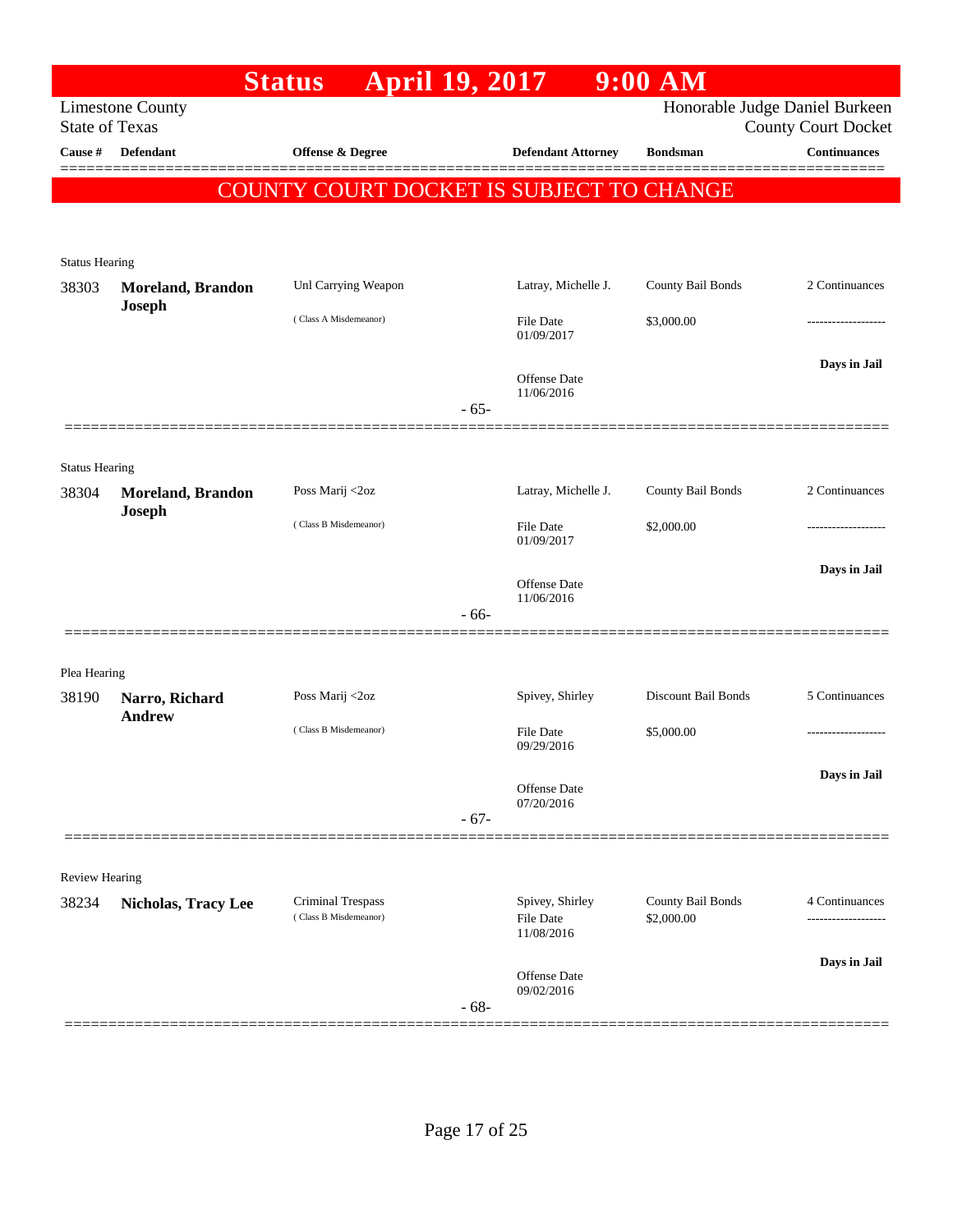# Status April 19, 2017 9:00 AM

Limestone County
State of Texas

Honorable Judge Daniel Burkeen
County Court Docket

| Cause # | Defendant | Offense & Degree | Defendant Attorney | Bondsman | Continuances |
|---|---|---|---|---|---|

**COUNTY COURT DOCKET IS SUBJECT TO CHANGE**

Status Hearing

| Cause # | Defendant | Offense & Degree | Defendant Attorney | Bondsman | Continuances |
|---|---|---|---|---|---|
| 38303 | **Moreland, Brandon Joseph** | Unl Carrying Weapon (Class A Misdemeanor) | Latray, Michelle J. | County Bail Bonds | 2 Continuances |
| | | | File Date 01/09/2017 | $3,000.00 | ------------------- |
| | | | Offense Date 11/06/2016 | | **Days in Jail** |

- 65-

Status Hearing

| Cause # | Defendant | Offense & Degree | Defendant Attorney | Bondsman | Continuances |
|---|---|---|---|---|---|
| 38304 | **Moreland, Brandon Joseph** | Poss Marij <2oz (Class B Misdemeanor) | Latray, Michelle J. | County Bail Bonds | 2 Continuances |
| | | | File Date 01/09/2017 | $2,000.00 | ------------------- |
| | | | Offense Date 11/06/2016 | | **Days in Jail** |

- 66-

Plea Hearing

| Cause # | Defendant | Offense & Degree | Defendant Attorney | Bondsman | Continuances |
|---|---|---|---|---|---|
| 38190 | **Narro, Richard Andrew** | Poss Marij <2oz (Class B Misdemeanor) | Spivey, Shirley | Discount Bail Bonds | 5 Continuances |
| | | | File Date 09/29/2016 | $5,000.00 | ------------------- |
| | | | Offense Date 07/20/2016 | | **Days in Jail** |

- 67-

Review Hearing

| Cause # | Defendant | Offense & Degree | Defendant Attorney | Bondsman | Continuances |
|---|---|---|---|---|---|
| 38234 | **Nicholas, Tracy Lee** | Criminal Trespass (Class B Misdemeanor) | Spivey, Shirley | County Bail Bonds | 4 Continuances |
| | | | File Date 11/08/2016 | $2,000.00 | ------------------- |
| | | | Offense Date 09/02/2016 | | **Days in Jail** |

- 68-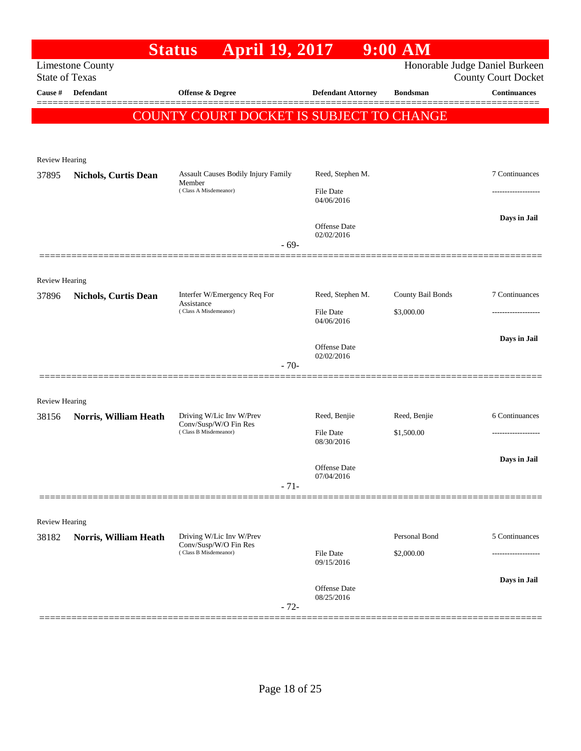# Status April 19, 2017 9:00 AM

Limestone County
State of Texas

Honorable Judge Daniel Burkeen
County Court Docket

| Cause # | Defendant | Offense & Degree | Defendant Attorney | Bondsman | Continuances |
|---|---|---|---|---|---|

**COUNTY COURT DOCKET IS SUBJECT TO CHANGE**

Review Hearing

| Cause # | Defendant | Offense & Degree | Defendant Attorney | Bondsman | Continuances |
|---|---|---|---|---|---|
| 37895 | **Nichols, Curtis Dean** | Assault Causes Bodily Injury Family Member (Class A Misdemeanor) | Reed, Stephen M. | | 7 Continuances |
| | | | File Date 04/06/2016 | | ------------------- |
| | | | Offense Date 02/02/2016 | | **Days in Jail** |

- 69-

Review Hearing

| Cause # | Defendant | Offense & Degree | Defendant Attorney | Bondsman | Continuances |
|---|---|---|---|---|---|
| 37896 | **Nichols, Curtis Dean** | Interfer W/Emergency Req For Assistance (Class A Misdemeanor) | Reed, Stephen M. | County Bail Bonds | 7 Continuances |
| | | | File Date 04/06/2016 | $3,000.00 | ------------------- |
| | | | Offense Date 02/02/2016 | | **Days in Jail** |

- 70-

Review Hearing

| Cause # | Defendant | Offense & Degree | Defendant Attorney | Bondsman | Continuances |
|---|---|---|---|---|---|
| 38156 | **Norris, William Heath** | Driving W/Lic Inv W/Prev Conv/Susp/W/O Fin Res (Class B Misdemeanor) | Reed, Benjie | Reed, Benjie | 6 Continuances |
| | | | File Date 08/30/2016 | $1,500.00 | ------------------- |
| | | | Offense Date 07/04/2016 | | **Days in Jail** |

- 71-

Review Hearing

| Cause # | Defendant | Offense & Degree | Defendant Attorney | Bondsman | Continuances |
|---|---|---|---|---|---|
| 38182 | **Norris, William Heath** | Driving W/Lic Inv W/Prev Conv/Susp/W/O Fin Res (Class B Misdemeanor) | | Personal Bond | 5 Continuances |
| | | | File Date 09/15/2016 | $2,000.00 | ------------------- |
| | | | Offense Date 08/25/2016 | | **Days in Jail** |

- 72-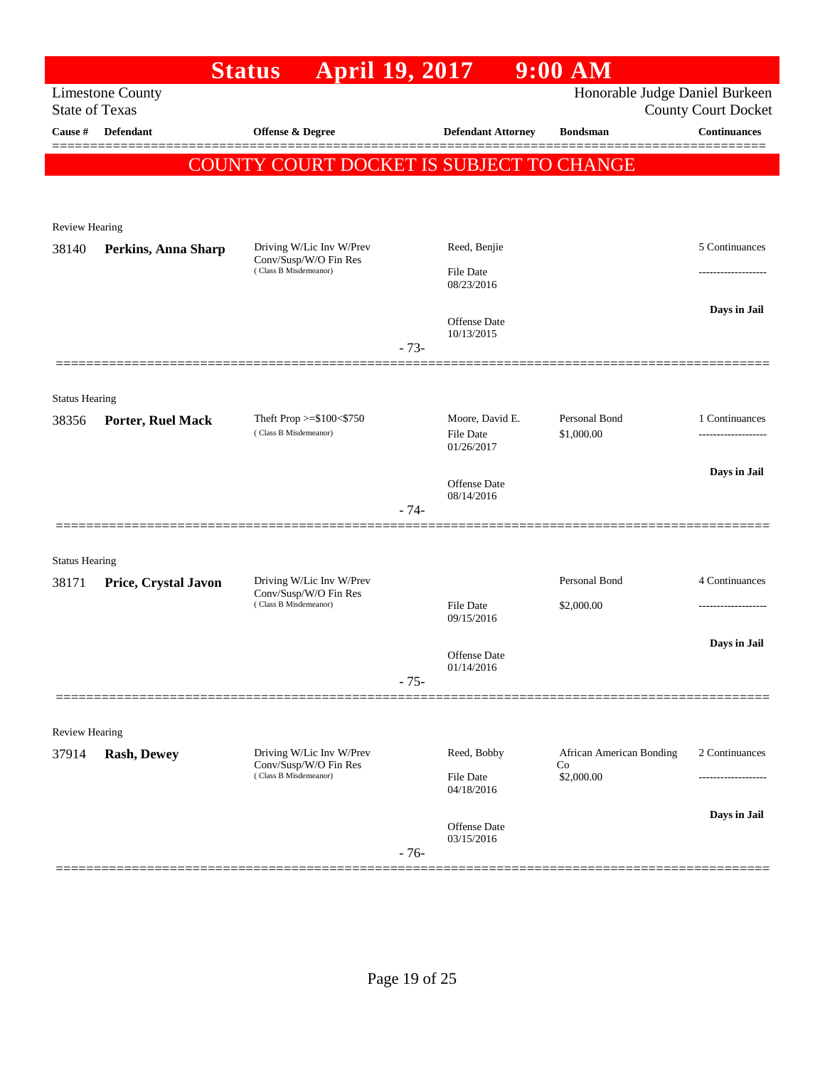# Status April 19, 2017 9:00 AM

Limestone County
State of Texas

Honorable Judge Daniel Burkeen
County Court Docket

| Cause # | Defendant | Offense & Degree | Defendant Attorney | Bondsman | Continuances |
|---|---|---|---|---|---|

**COUNTY COURT DOCKET IS SUBJECT TO CHANGE**

---

Review Hearing

| Cause # | Defendant | Offense & Degree | Defendant Attorney | Bondsman | Continuances |
|---|---|---|---|---|---|
| 38140 | **Perkins, Anna Sharp** | Driving W/Lic Inv W/Prev Conv/Susp/W/O Fin Res (Class B Misdemeanor) | Reed, Benjie | | 5 Continuances |
| | | | File Date 08/23/2016 | | ------------------- |
| | | | Offense Date 10/13/2015 | | **Days in Jail** |

- 73-

---

Status Hearing

| Cause # | Defendant | Offense & Degree | Defendant Attorney | Bondsman | Continuances |
|---|---|---|---|---|---|
| 38356 | **Porter, Ruel Mack** | Theft Prop >=$100<$750 (Class B Misdemeanor) | Moore, David E. | Personal Bond | 1 Continuances |
| | | | File Date 01/26/2017 | $1,000.00 | ------------------- |
| | | | Offense Date 08/14/2016 | | **Days in Jail** |

- 74-

---

Status Hearing

| Cause # | Defendant | Offense & Degree | Defendant Attorney | Bondsman | Continuances |
|---|---|---|---|---|---|
| 38171 | **Price, Crystal Javon** | Driving W/Lic Inv W/Prev Conv/Susp/W/O Fin Res (Class B Misdemeanor) | | Personal Bond | 4 Continuances |
| | | | File Date 09/15/2016 | $2,000.00 | ------------------- |
| | | | Offense Date 01/14/2016 | | **Days in Jail** |

- 75-

---

Review Hearing

| Cause # | Defendant | Offense & Degree | Defendant Attorney | Bondsman | Continuances |
|---|---|---|---|---|---|
| 37914 | **Rash, Dewey** | Driving W/Lic Inv W/Prev Conv/Susp/W/O Fin Res (Class B Misdemeanor) | Reed, Bobby | African American Bonding Co | 2 Continuances |
| | | | File Date 04/18/2016 | $2,000.00 | ------------------- |
| | | | Offense Date 03/15/2016 | | **Days in Jail** |

- 76-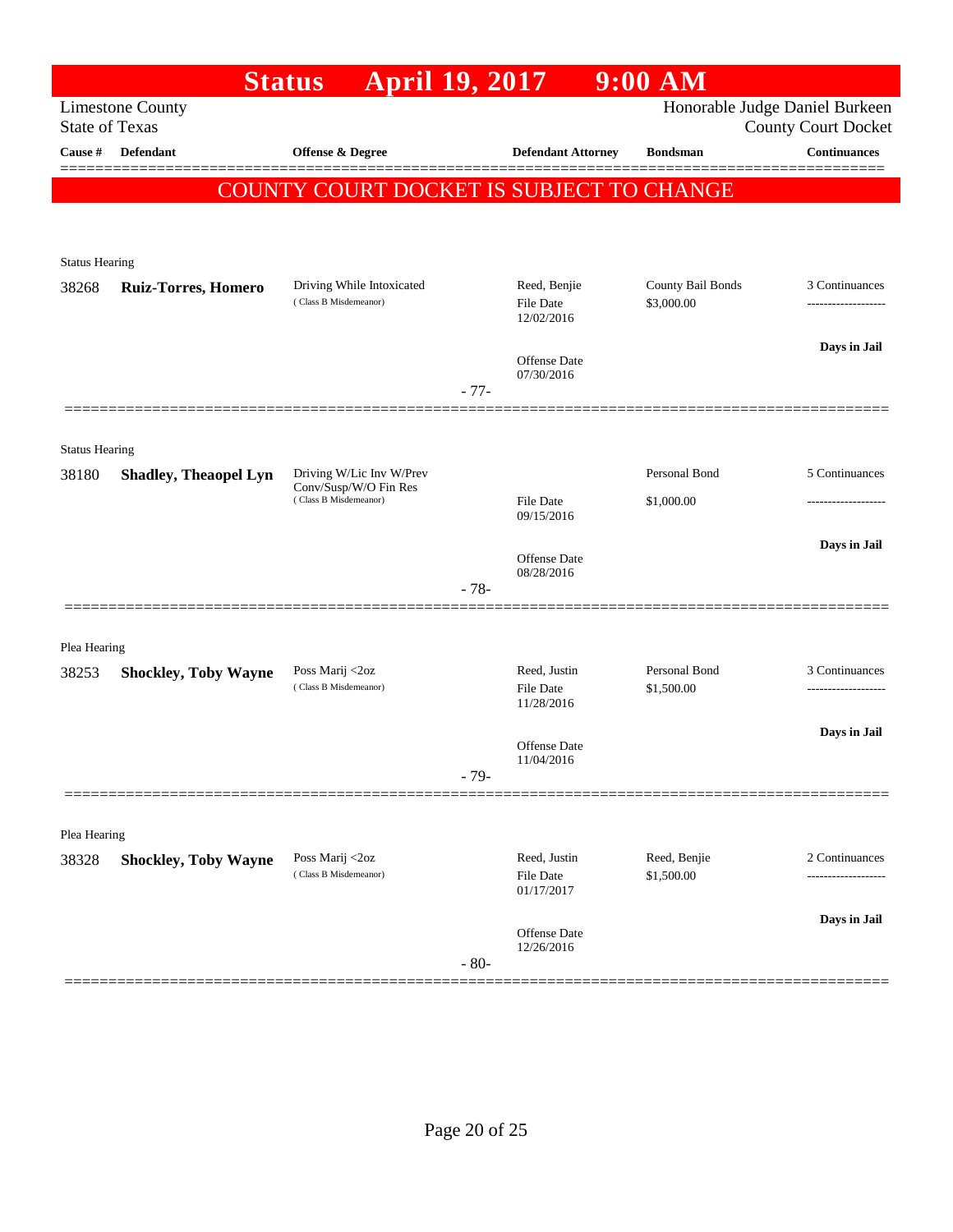# Status April 19, 2017 9:00 AM

Limestone County
State of Texas

Honorable Judge Daniel Burkeen
County Court Docket

**COUNTY COURT DOCKET IS SUBJECT TO CHANGE**

| Cause # | Defendant | Offense & Degree | Defendant Attorney | Bondsman | Continuances |
|---|---|---|---|---|---|
| **Status Hearing** | | | | | |
| 38268 | **Ruiz-Torres, Homero** | Driving While Intoxicated (Class B Misdemeanor) | Reed, Benjie<br>File Date 12/02/2016<br>Offense Date 07/30/2016 | County Bail Bonds<br>$3,000.00 | 3 Continuances<br>-------------------<br>**Days in Jail** |
| | | - 77- | | | |
| **Status Hearing** | | | | | |
| 38180 | **Shadley, Theaopel Lyn** | Driving W/Lic Inv W/Prev Conv/Susp/W/O Fin Res (Class B Misdemeanor) | File Date 09/15/2016<br>Offense Date 08/28/2016 | Personal Bond<br>$1,000.00 | 5 Continuances<br>-------------------<br>**Days in Jail** |
| | | - 78- | | | |
| **Plea Hearing** | | | | | |
| 38253 | **Shockley, Toby Wayne** | Poss Marij <2oz (Class B Misdemeanor) | Reed, Justin<br>File Date 11/28/2016<br>Offense Date 11/04/2016 | Personal Bond<br>$1,500.00 | 3 Continuances<br>-------------------<br>**Days in Jail** |
| | | - 79- | | | |
| **Plea Hearing** | | | | | |
| 38328 | **Shockley, Toby Wayne** | Poss Marij <2oz (Class B Misdemeanor) | Reed, Justin<br>File Date 01/17/2017<br>Offense Date 12/26/2016 | Reed, Benjie<br>$1,500.00 | 2 Continuances<br>-------------------<br>**Days in Jail** |
| | | - 80- | | | |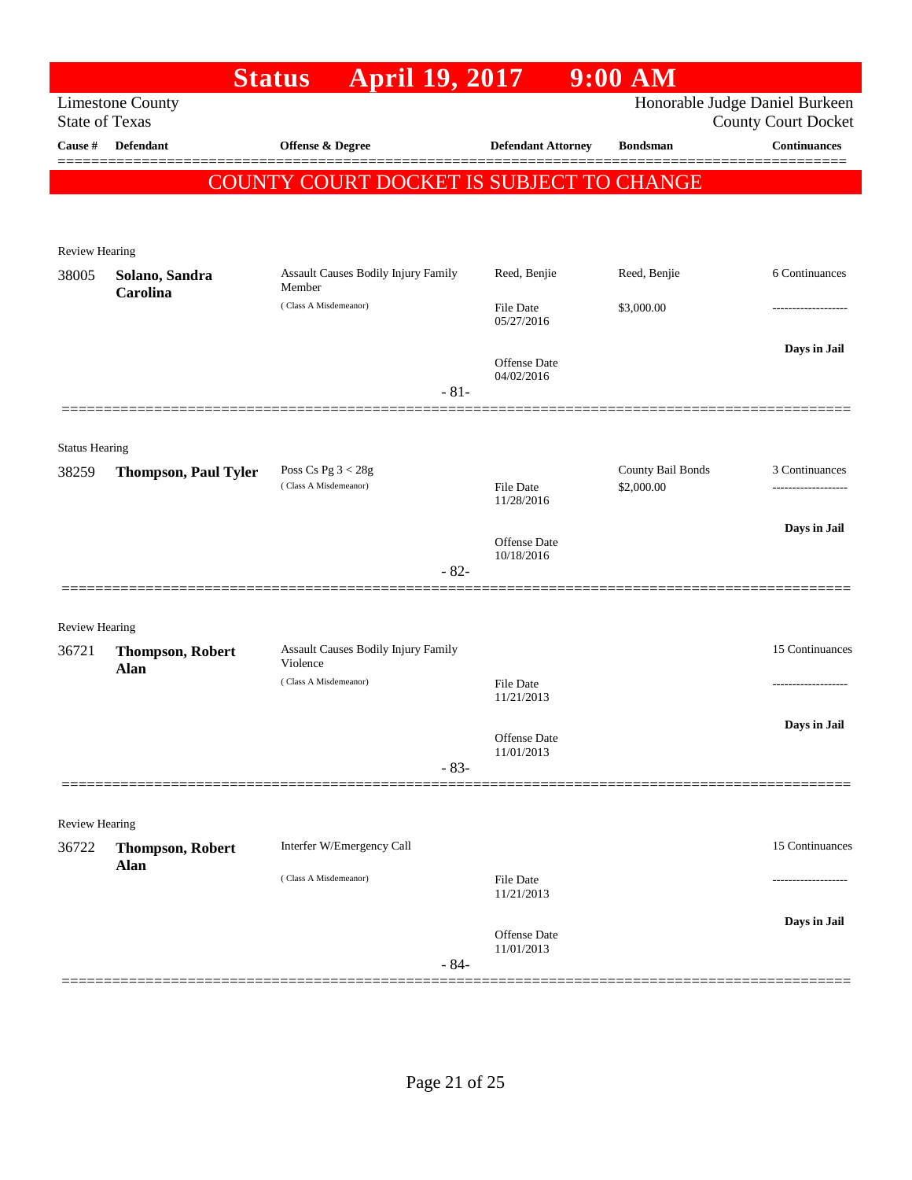# Status April 19, 2017 9:00 AM

Limestone County
State of Texas

Honorable Judge Daniel Burkeen
County Court Docket

| Cause # | Defendant | Offense & Degree | Defendant Attorney | Bondsman | Continuances |
|---|---|---|---|---|---|

**COUNTY COURT DOCKET IS SUBJECT TO CHANGE**

Review Hearing

| Cause # | Defendant | Offense & Degree | Defendant Attorney | Bondsman | Continuances |
|---|---|---|---|---|---|
| 38005 | **Solano, Sandra Carolina** | Assault Causes Bodily Injury Family Member (Class A Misdemeanor) | Reed, Benjie | Reed, Benjie | 6 Continuances |
| | | | File Date 05/27/2016 | $3,000.00 | ------------------- |
| | | | Offense Date 04/02/2016 | | Days in Jail |

- 81-

Status Hearing

| Cause # | Defendant | Offense & Degree | Defendant Attorney | Bondsman | Continuances |
|---|---|---|---|---|---|
| 38259 | **Thompson, Paul Tyler** | Poss Cs Pg 3 < 28g (Class A Misdemeanor) | | County Bail Bonds | 3 Continuances |
| | | | File Date 11/28/2016 | $2,000.00 | ------------------- |
| | | | Offense Date 10/18/2016 | | Days in Jail |

- 82-

Review Hearing

| Cause # | Defendant | Offense & Degree | Defendant Attorney | Bondsman | Continuances |
|---|---|---|---|---|---|
| 36721 | **Thompson, Robert Alan** | Assault Causes Bodily Injury Family Violence (Class A Misdemeanor) | | | 15 Continuances |
| | | | File Date 11/21/2013 | | ------------------- |
| | | | Offense Date 11/01/2013 | | Days in Jail |

- 83-

Review Hearing

| Cause # | Defendant | Offense & Degree | Defendant Attorney | Bondsman | Continuances |
|---|---|---|---|---|---|
| 36722 | **Thompson, Robert Alan** | Interfer W/Emergency Call (Class A Misdemeanor) | | | 15 Continuances |
| | | | File Date 11/21/2013 | | ------------------- |
| | | | Offense Date 11/01/2013 | | Days in Jail |

- 84-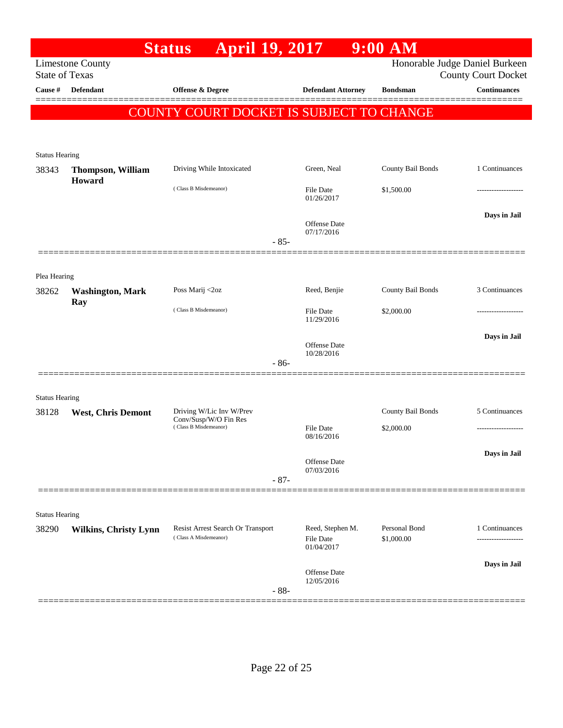# Status April 19, 2017 9:00 AM

Limestone County
State of Texas

Honorable Judge Daniel Burkeen
County Court Docket

| Cause # | Defendant | Offense & Degree | Defendant Attorney | Bondsman | Continuances |
|---|---|---|---|---|---|

**COUNTY COURT DOCKET IS SUBJECT TO CHANGE**

Status Hearing

| Cause # | Defendant | Offense & Degree | Defendant Attorney | Bondsman | Continuances |
|---|---|---|---|---|---|
| 38343 | **Thompson, William Howard** | Driving While Intoxicated (Class B Misdemeanor) | Green, Neal<br>File Date 01/26/2017<br>Offense Date 07/17/2016 | County Bail Bonds<br>$1,500.00 | 1 Continuances<br>-------------------<br>Days in Jail |

- 85-

Plea Hearing

| Cause # | Defendant | Offense & Degree | Defendant Attorney | Bondsman | Continuances |
|---|---|---|---|---|---|
| 38262 | **Washington, Mark Ray** | Poss Marij <2oz (Class B Misdemeanor) | Reed, Benjie<br>File Date 11/29/2016<br>Offense Date 10/28/2016 | County Bail Bonds<br>$2,000.00 | 3 Continuances<br>-------------------<br>Days in Jail |

- 86-

Status Hearing

| Cause # | Defendant | Offense & Degree | Defendant Attorney | Bondsman | Continuances |
|---|---|---|---|---|---|
| 38128 | **West, Chris Demont** | Driving W/Lic Inv W/Prev Conv/Susp/W/O Fin Res (Class B Misdemeanor) | File Date 08/16/2016<br>Offense Date 07/03/2016 | County Bail Bonds<br>$2,000.00 | 5 Continuances<br>-------------------<br>Days in Jail |

- 87-

Status Hearing

| Cause # | Defendant | Offense & Degree | Defendant Attorney | Bondsman | Continuances |
|---|---|---|---|---|---|
| 38290 | **Wilkins, Christy Lynn** | Resist Arrest Search Or Transport (Class A Misdemeanor) | Reed, Stephen M.<br>File Date 01/04/2017<br>Offense Date 12/05/2016 | Personal Bond<br>$1,000.00 | 1 Continuances<br>-------------------<br>Days in Jail |

- 88-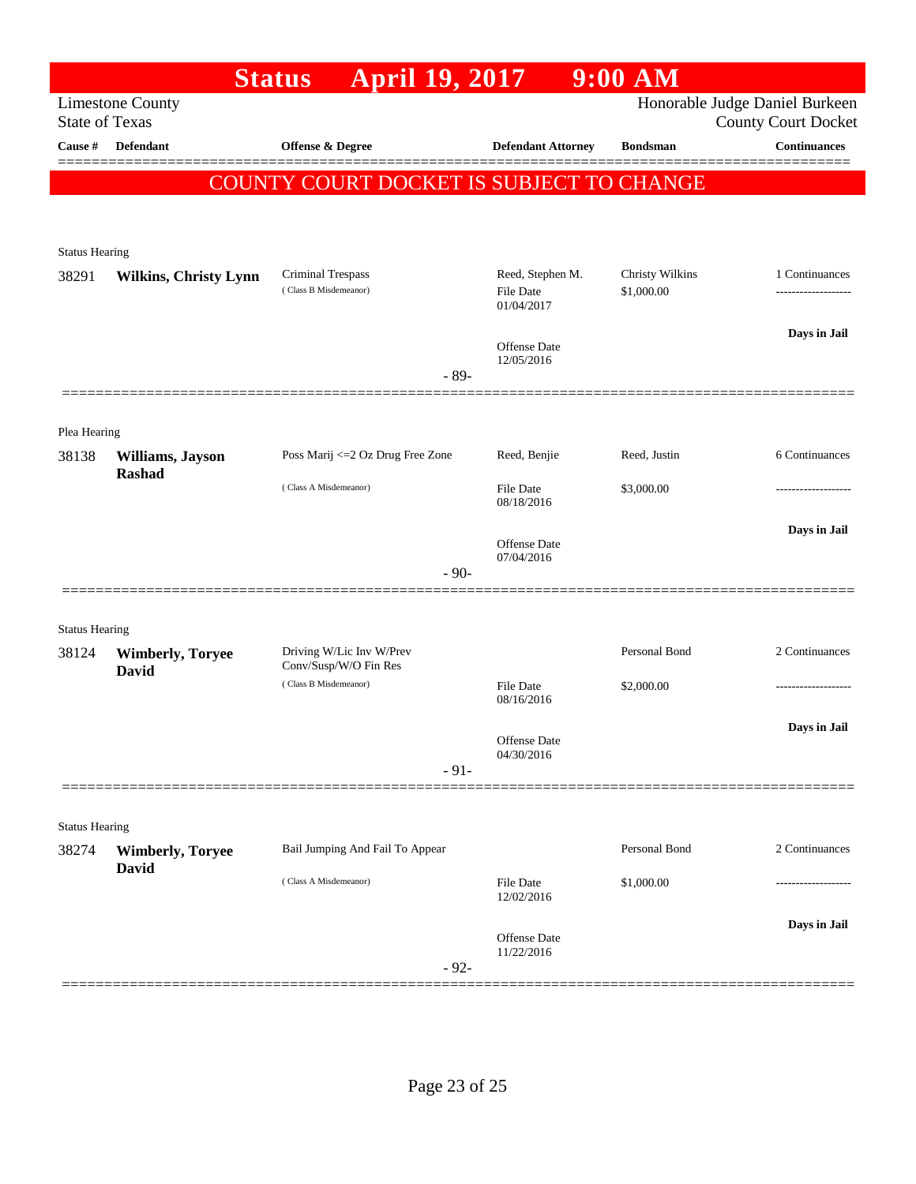# Status April 19, 2017 9:00 AM

Limestone County
State of Texas

Honorable Judge Daniel Burkeen
County Court Docket

| Cause # | Defendant | Offense & Degree | Defendant Attorney | Bondsman | Continuances |
|---|---|---|---|---|---|

**COUNTY COURT DOCKET IS SUBJECT TO CHANGE**

---

Status Hearing

| Cause # | Defendant | Offense & Degree | Defendant Attorney | Bondsman | Continuances |
|---|---|---|---|---|---|
| 38291 | **Wilkins, Christy Lynn** | Criminal Trespass (Class B Misdemeanor) | Reed, Stephen M. File Date 01/04/2017 Offense Date 12/05/2016 | Christy Wilkins $1,000.00 | 1 Continuances **Days in Jail** |

- 89-

---

Plea Hearing

| Cause # | Defendant | Offense & Degree | Defendant Attorney | Bondsman | Continuances |
|---|---|---|---|---|---|
| 38138 | **Williams, Jayson Rashad** | Poss Marij <=2 Oz Drug Free Zone (Class A Misdemeanor) | Reed, Benjie File Date 08/18/2016 Offense Date 07/04/2016 | Reed, Justin $3,000.00 | 6 Continuances **Days in Jail** |

- 90-

---

Status Hearing

| Cause # | Defendant | Offense & Degree | Defendant Attorney | Bondsman | Continuances |
|---|---|---|---|---|---|
| 38124 | **Wimberly, Toryee David** | Driving W/Lic Inv W/Prev Conv/Susp/W/O Fin Res (Class B Misdemeanor) | File Date 08/16/2016 Offense Date 04/30/2016 | Personal Bond $2,000.00 | 2 Continuances **Days in Jail** |

- 91-

---

Status Hearing

| Cause # | Defendant | Offense & Degree | Defendant Attorney | Bondsman | Continuances |
|---|---|---|---|---|---|
| 38274 | **Wimberly, Toryee David** | Bail Jumping And Fail To Appear (Class A Misdemeanor) | File Date 12/02/2016 Offense Date 11/22/2016 | Personal Bond $1,000.00 | 2 Continuances **Days in Jail** |

- 92-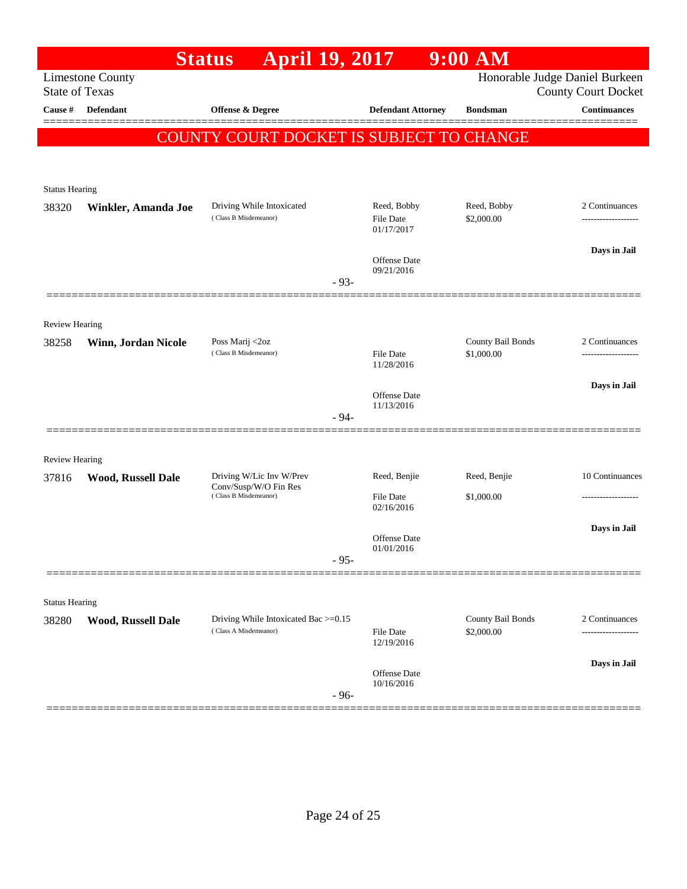# Status April 19, 2017 9:00 AM

Limestone County
State of Texas

Honorable Judge Daniel Burkeen
County Court Docket

| Cause # | Defendant | Offense & Degree | Defendant Attorney | Bondsman | Continuances |
|---|---|---|---|---|---|

**COUNTY COURT DOCKET IS SUBJECT TO CHANGE**

---

Status Hearing

| Cause # | Defendant | Offense & Degree | Defendant Attorney | Bondsman | Continuances |
|---|---|---|---|---|---|
| 38320 | **Winkler, Amanda Joe** | Driving While Intoxicated (Class B Misdemeanor) | Reed, Bobby<br>File Date 01/17/2017<br>Offense Date 09/21/2016 | Reed, Bobby<br>$2,000.00 | 2 Continuances<br>-------------------<br>**Days in Jail** |

- 93-

---

Review Hearing

| Cause # | Defendant | Offense & Degree | Defendant Attorney | Bondsman | Continuances |
|---|---|---|---|---|---|
| 38258 | **Winn, Jordan Nicole** | Poss Marij <2oz (Class B Misdemeanor) | File Date 11/28/2016<br>Offense Date 11/13/2016 | County Bail Bonds<br>$1,000.00 | 2 Continuances<br>-------------------<br>**Days in Jail** |

- 94-

---

Review Hearing

| Cause # | Defendant | Offense & Degree | Defendant Attorney | Bondsman | Continuances |
|---|---|---|---|---|---|
| 37816 | **Wood, Russell Dale** | Driving W/Lic Inv W/Prev Conv/Susp/W/O Fin Res (Class B Misdemeanor) | Reed, Benjie<br>File Date 02/16/2016<br>Offense Date 01/01/2016 | Reed, Benjie<br>$1,000.00 | 10 Continuances<br>-------------------<br>**Days in Jail** |

- 95-

---

Status Hearing

| Cause # | Defendant | Offense & Degree | Defendant Attorney | Bondsman | Continuances |
|---|---|---|---|---|---|
| 38280 | **Wood, Russell Dale** | Driving While Intoxicated Bac >=0.15 (Class A Misdemeanor) | File Date 12/19/2016<br>Offense Date 10/16/2016 | County Bail Bonds<br>$2,000.00 | 2 Continuances<br>-------------------<br>**Days in Jail** |

- 96-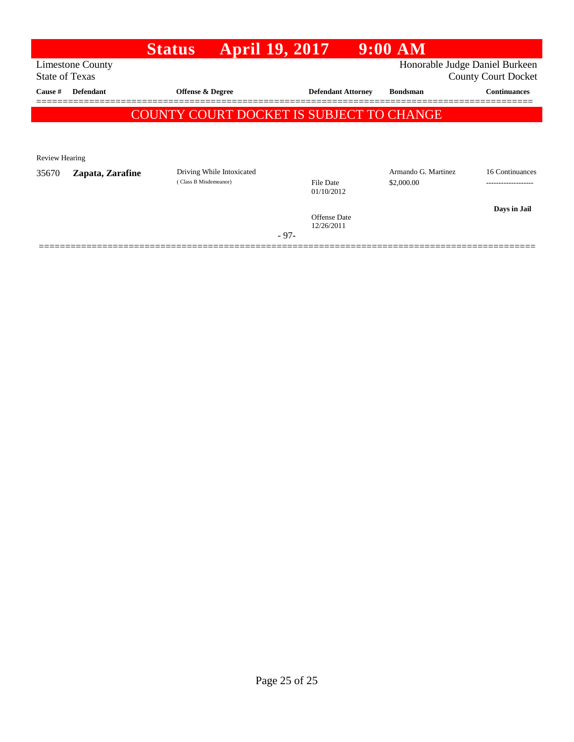# Status April 19, 2017 9:00 AM

Limestone County
State of Texas

Honorable Judge Daniel Burkeen
County Court Docket

| Cause # | Defendant | Offense & Degree | Defendant Attorney | Bondsman | Continuances |
|---|---|---|---|---|---|

## COUNTY COURT DOCKET IS SUBJECT TO CHANGE

Review Hearing

| Cause # | Defendant | Offense & Degree | Defendant Attorney | Bondsman | Continuances |
|---|---|---|---|---|---|
| 35670 | **Zapata, Zarafine** | Driving While Intoxicated<br>( Class B Misdemeanor) | File Date<br>01/10/2012<br><br>Offense Date<br>12/26/2011 | Armando G. Martinez<br>$2,000.00 | 16 Continuances<br>-------------------<br><br>**Days in Jail** |

- 97-